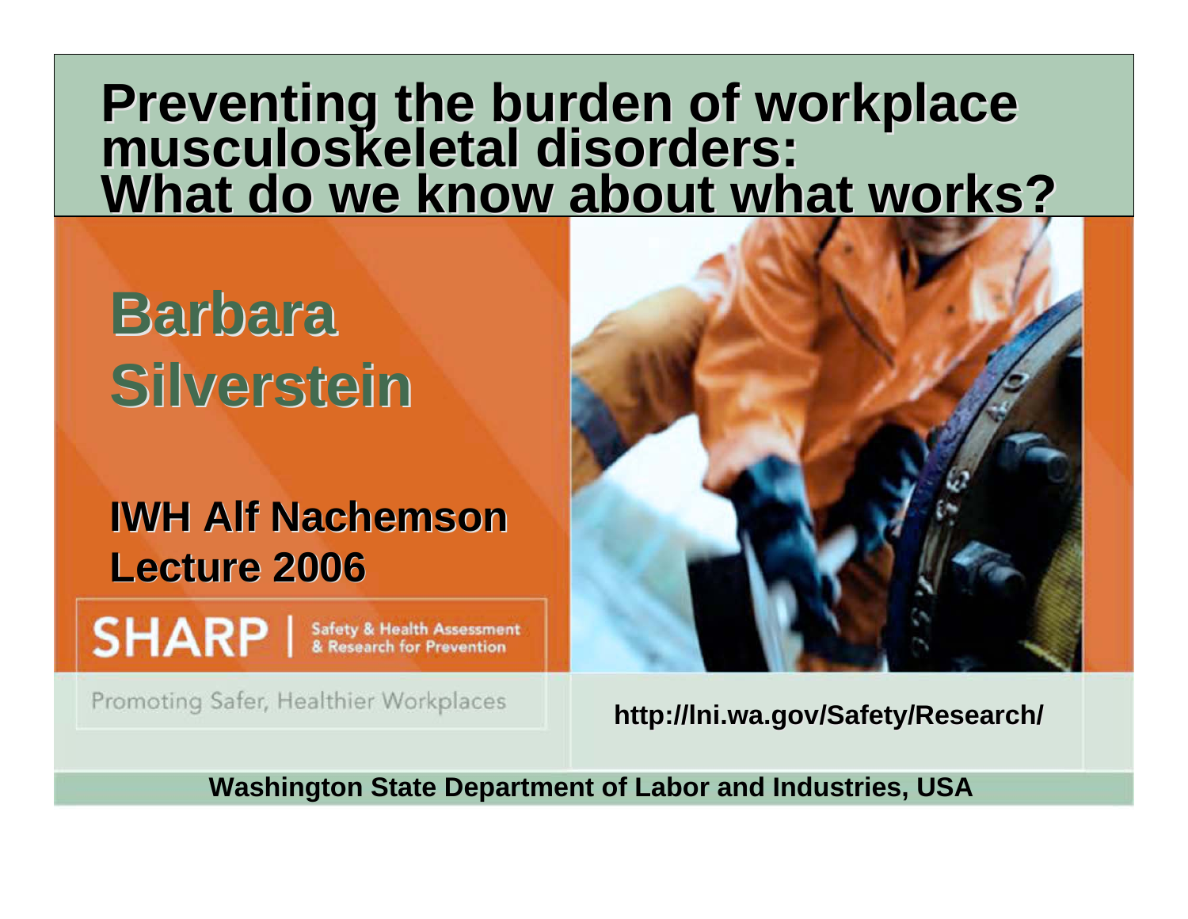# Preventing the burden of workplace musculoskeletal disorders: What do we know about what works?

## Barbara Silverstein

### IWH Alf Nachemson Lecture 2006

**SHARP** | Safety & Health Assessment & Research for Prevention

Promoting Safer, Healthier Workplaces

**http://lni.wa.gov/Safety/Research/**

**Washington State Department of Labor and Industries, USA**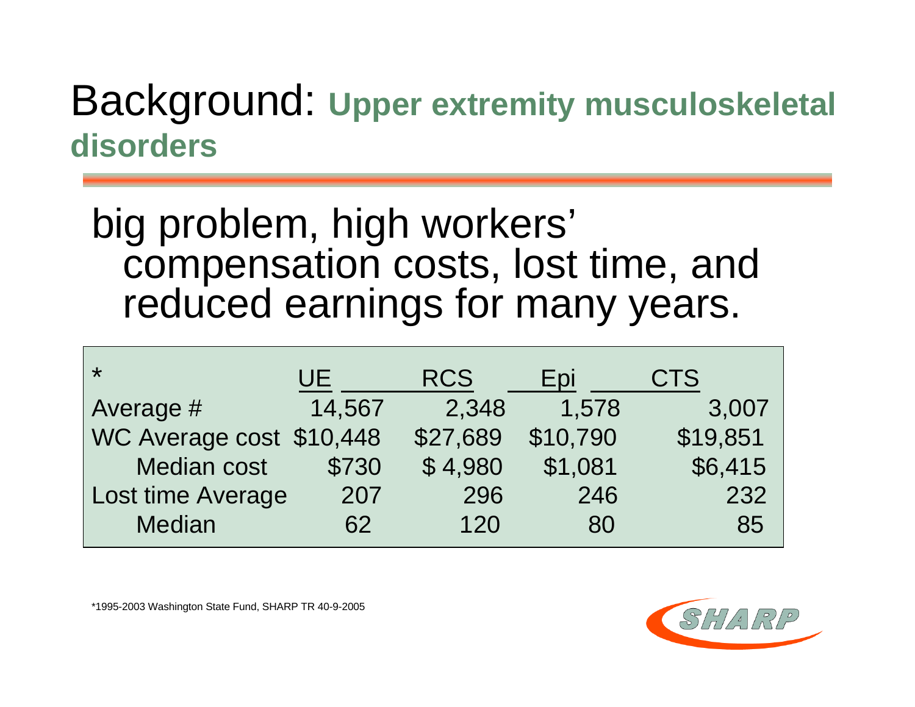# Background: **Upper extremity musculoskeletal disorders**

big problem, high workers' compensation costs, lost time, and reduced earnings for many years.

| * | UE | RCS | Epi | CTS |
|---|---|---|---|---|
| Average # | 14,567 | 2,348 | 1,578 | 3,007 |
| WC Average cost | $10,448 | $27,689 | $10,790 | $19,851 |
| Median cost | $730 | $ 4,980 | $1,081 | $6,415 |
| Lost time Average | 207 | 296 | 246 | 232 |
| Median | 62 | 120 | 80 | 85 |

*1995-2003 Washington State Fund, SHARP TR 40-9-2005

SHARP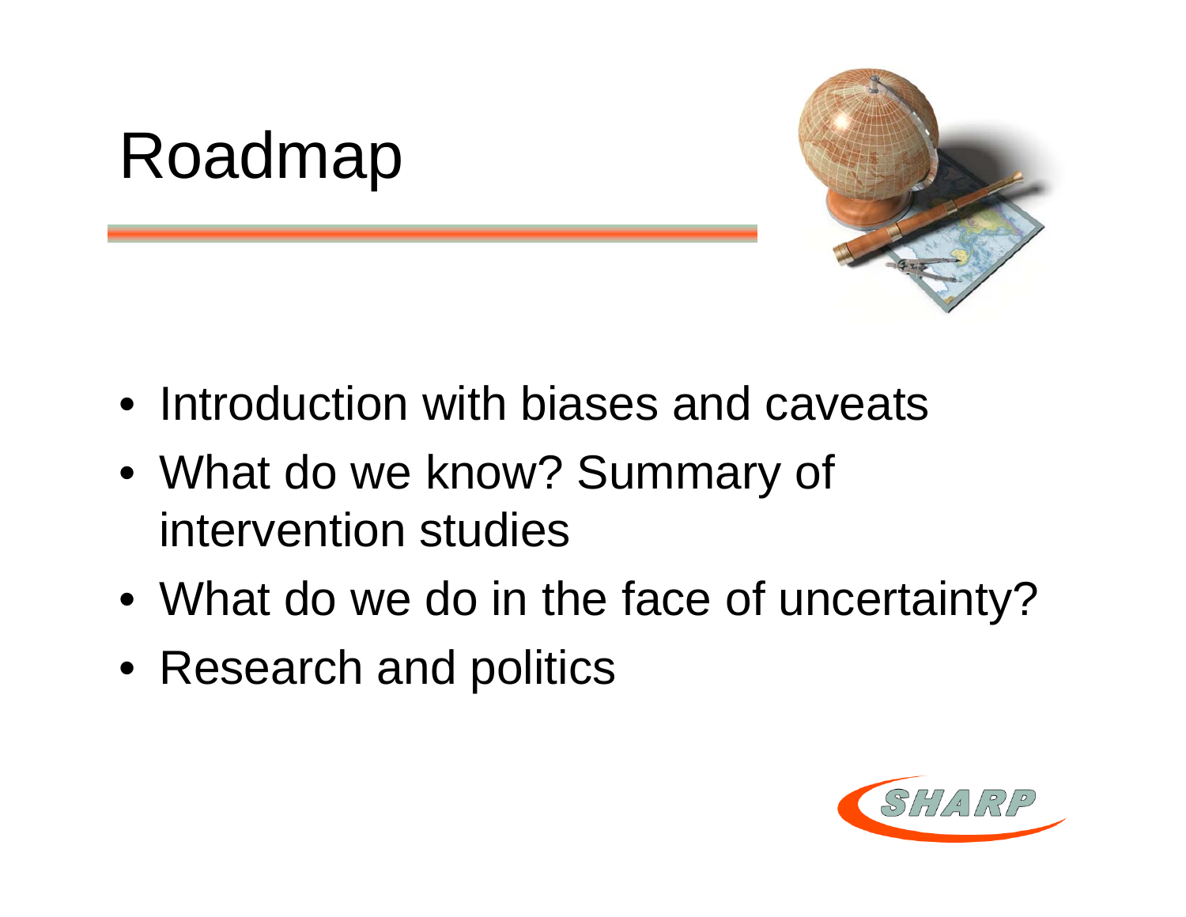# Roadmap

- Introduction with biases and caveats
- What do we know? Summary of intervention studies
- What do we do in the face of uncertainty?
- Research and politics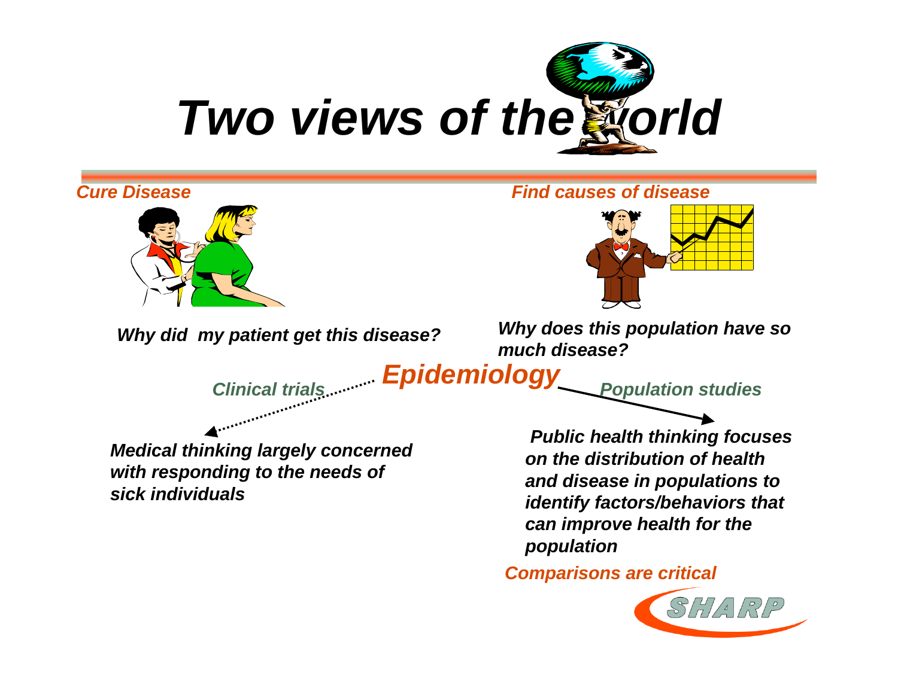# Two views of the world

| *Cure Disease* | *Find causes of disease* |
| --- | --- |
| ***Why did my patient get this disease?*** | ***Why does this population have so much disease?*** |

## *Epidemiology*

| *Clinical trials* | *Population studies* |
| --- | --- |
| ***Medical thinking largely concerned with responding to the needs of sick individuals*** | ***Public health thinking focuses on the distribution of health and disease in populations to identify factors/behaviors that can improve health for the population*** |

*Comparisons are critical*

SHARP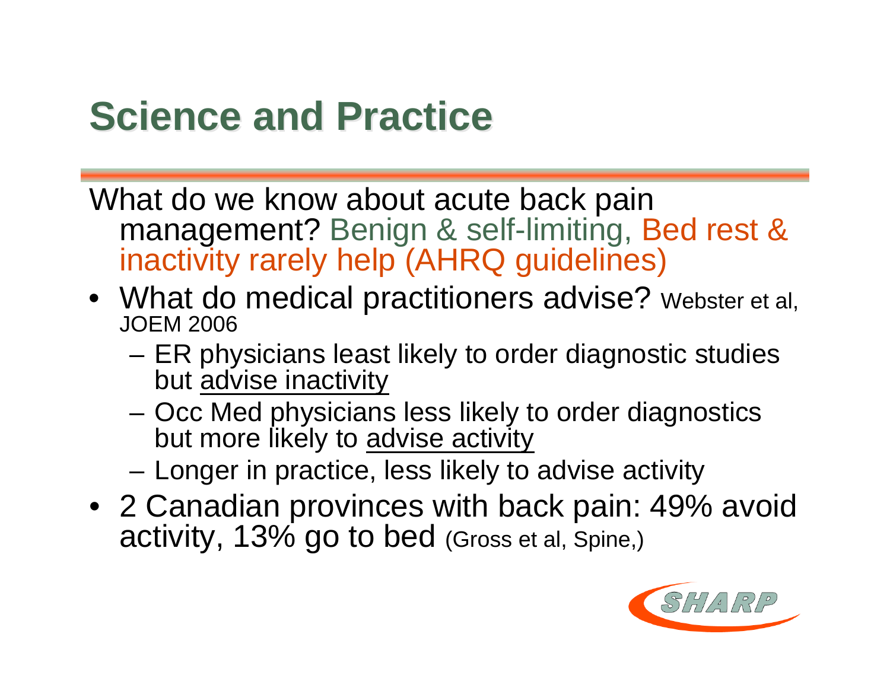# Science and Practice

What do we know about acute back pain management? Benign & self-limiting, Bed rest & inactivity rarely help (AHRQ guidelines)

- What do medical practitioners advise? Webster et al, JOEM 2006
  - ER physicians least likely to order diagnostic studies but <u>advise inactivity</u>
  - Occ Med physicians less likely to order diagnostics but more likely to <u>advise activity</u>
  - Longer in practice, less likely to advise activity
- 2 Canadian provinces with back pain: 49% avoid activity, 13% go to bed (Gross et al, Spine,)

SHARP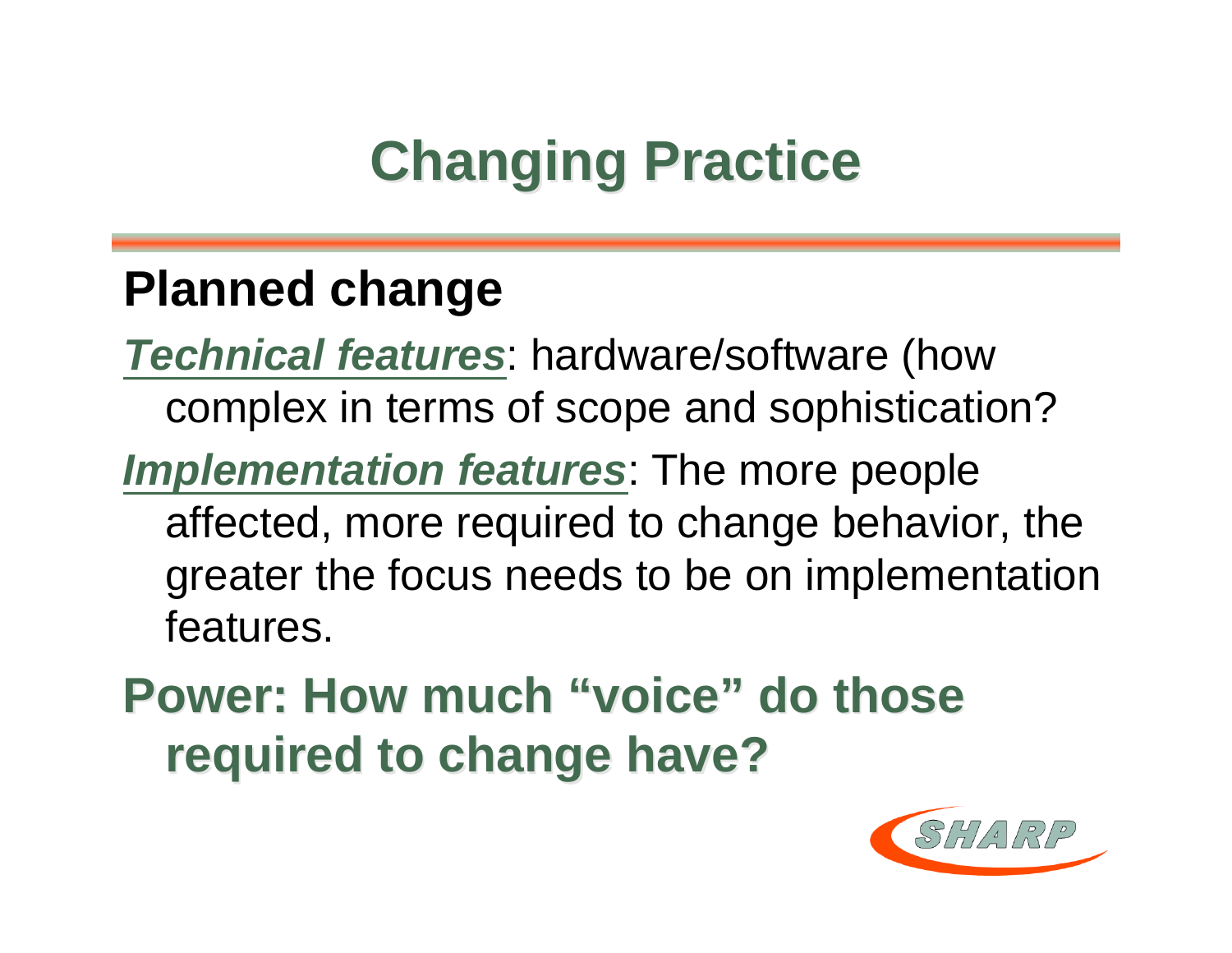# Changing Practice

## Planned change

***Technical features***: hardware/software (how complex in terms of scope and sophistication?

***Implementation features***: The more people affected, more required to change behavior, the greater the focus needs to be on implementation features.

**Power: How much "voice" do those required to change have?**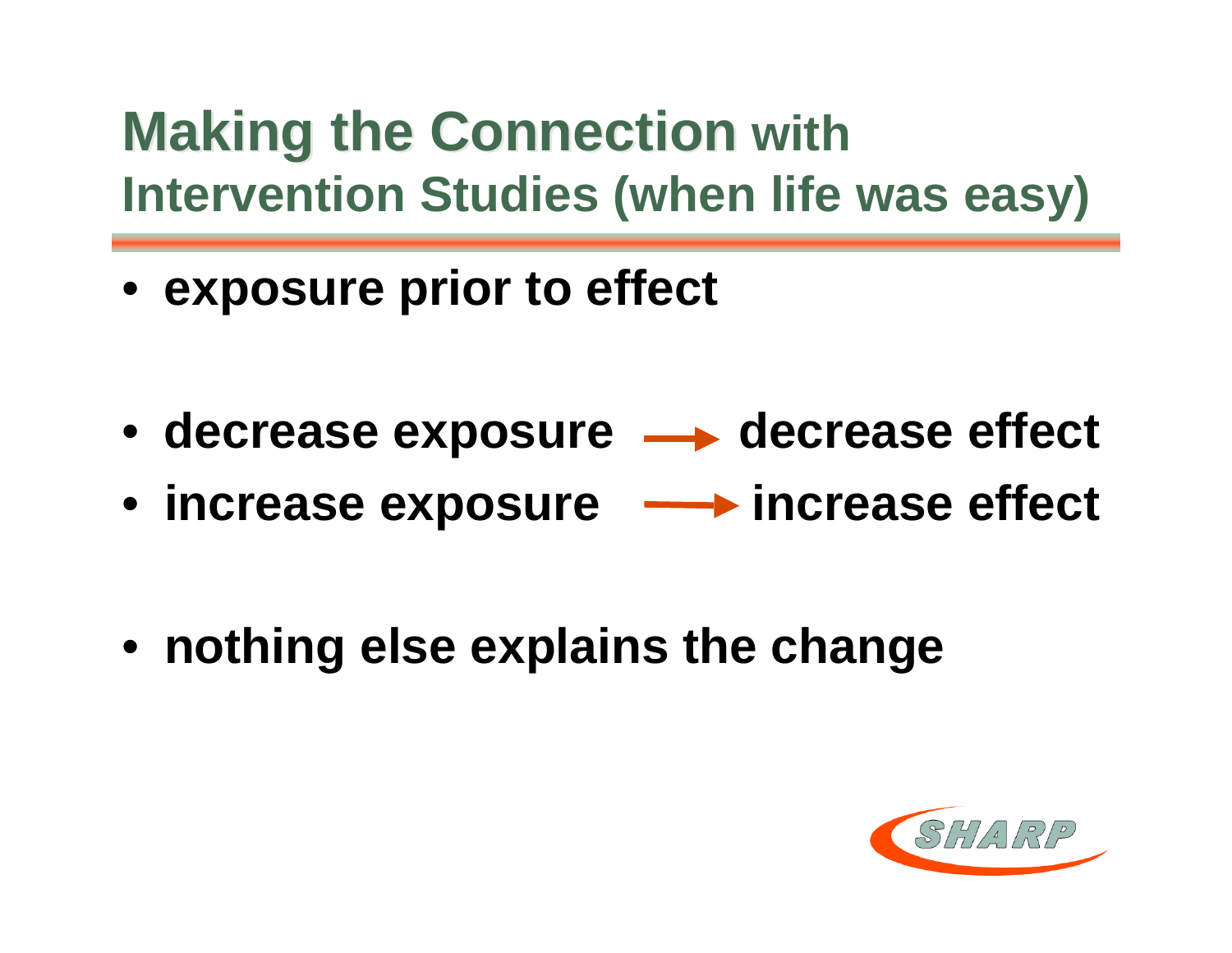# Making the Connection with Intervention Studies (when life was easy)

- exposure prior to effect

- decrease exposure → decrease effect
- increase exposure → increase effect

- nothing else explains the change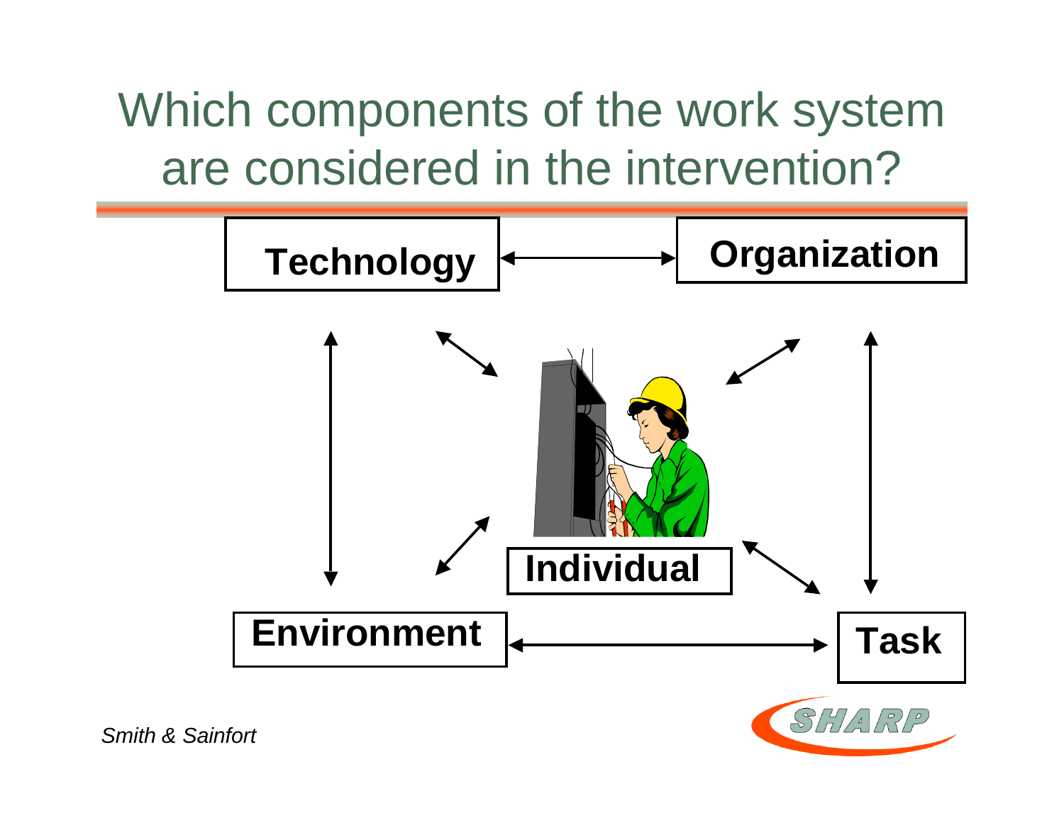# Which components of the work system are considered in the intervention?

**Technology** ↔ **Organization**

**Individual**

**Environment** ↔ **Task**

*Smith & Sainfort*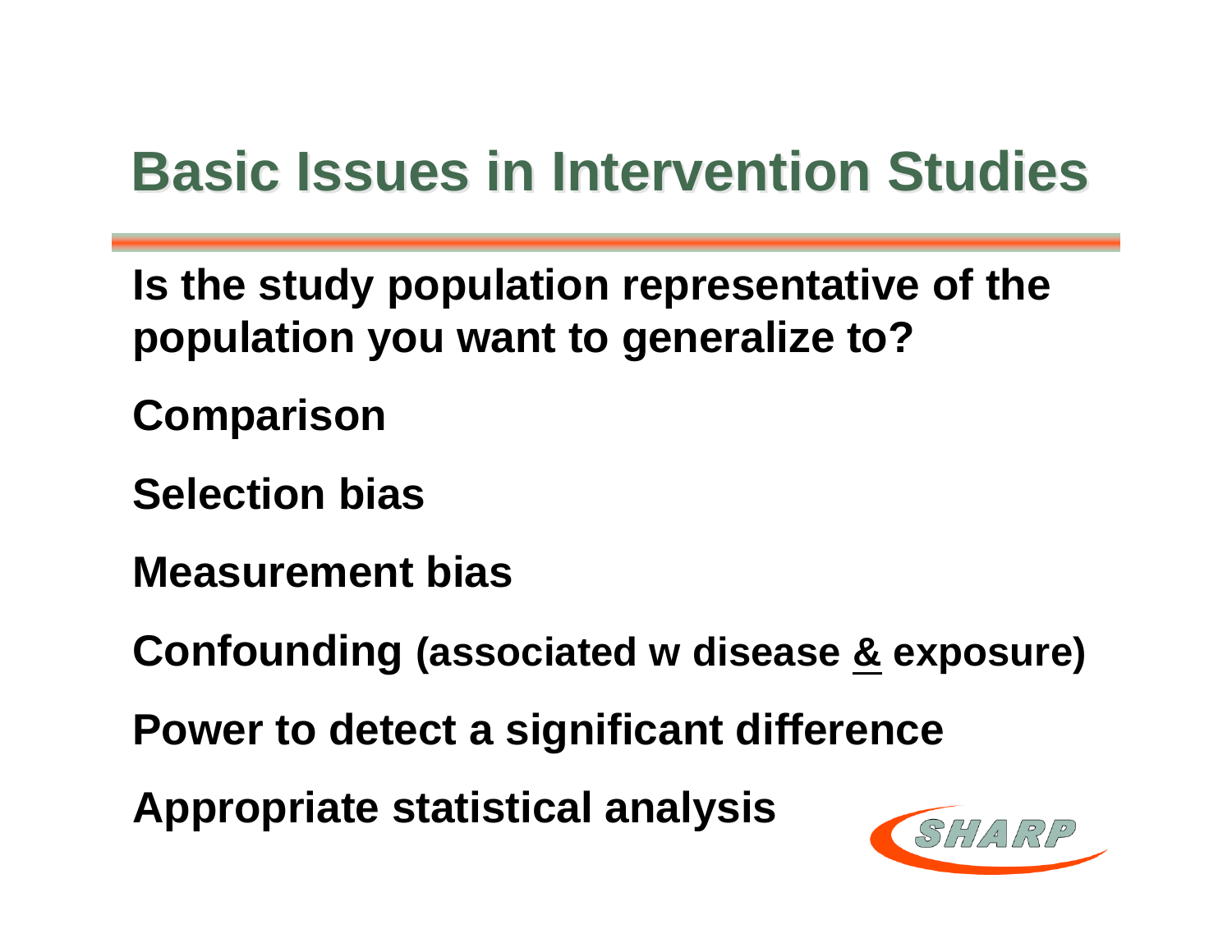# Basic Issues in Intervention Studies

**Is the study population representative of the population you want to generalize to?**

**Comparison**

**Selection bias**

**Measurement bias**

**Confounding (associated w disease & exposure)**

**Power to detect a significant difference**

**Appropriate statistical analysis**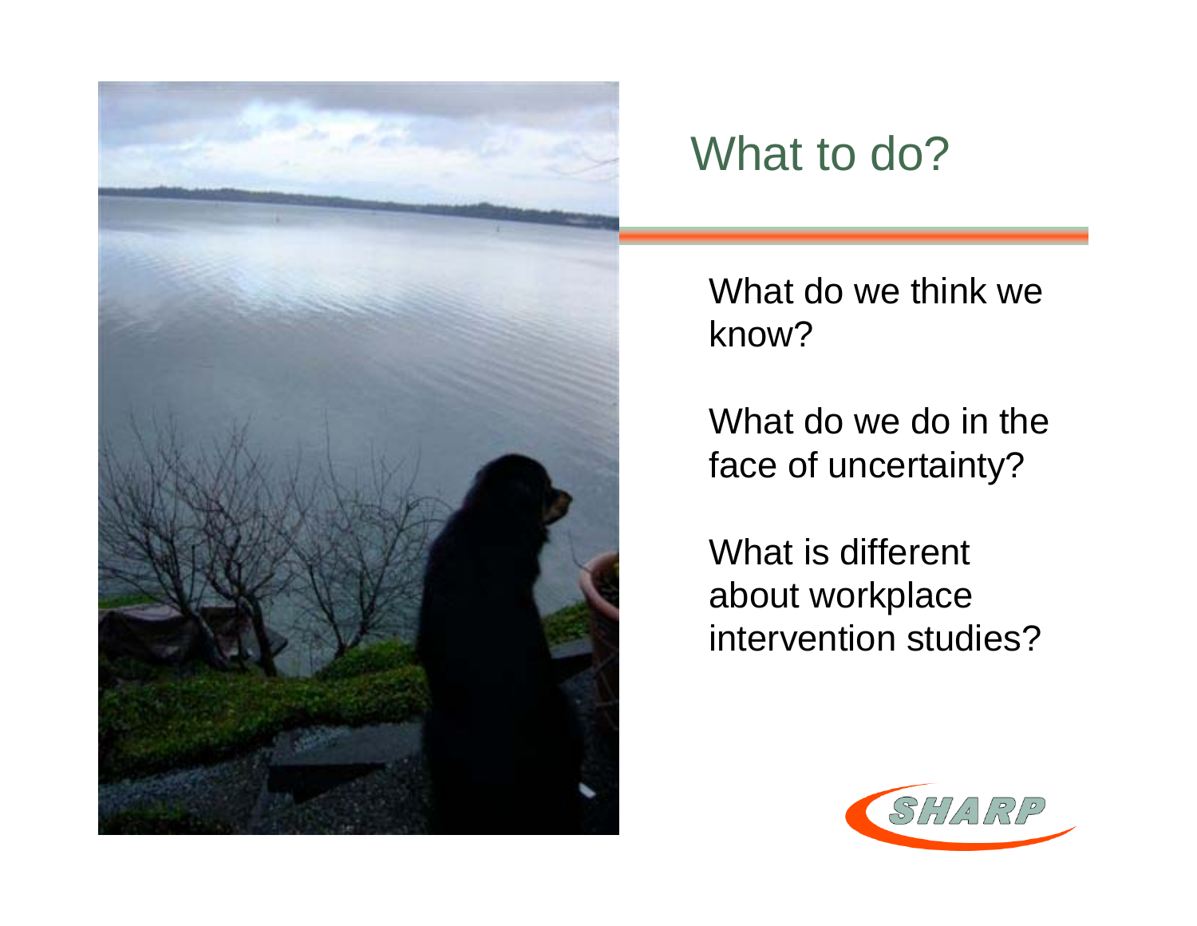# What to do?

What do we think we know?

What do we do in the face of uncertainty?

What is different about workplace intervention studies?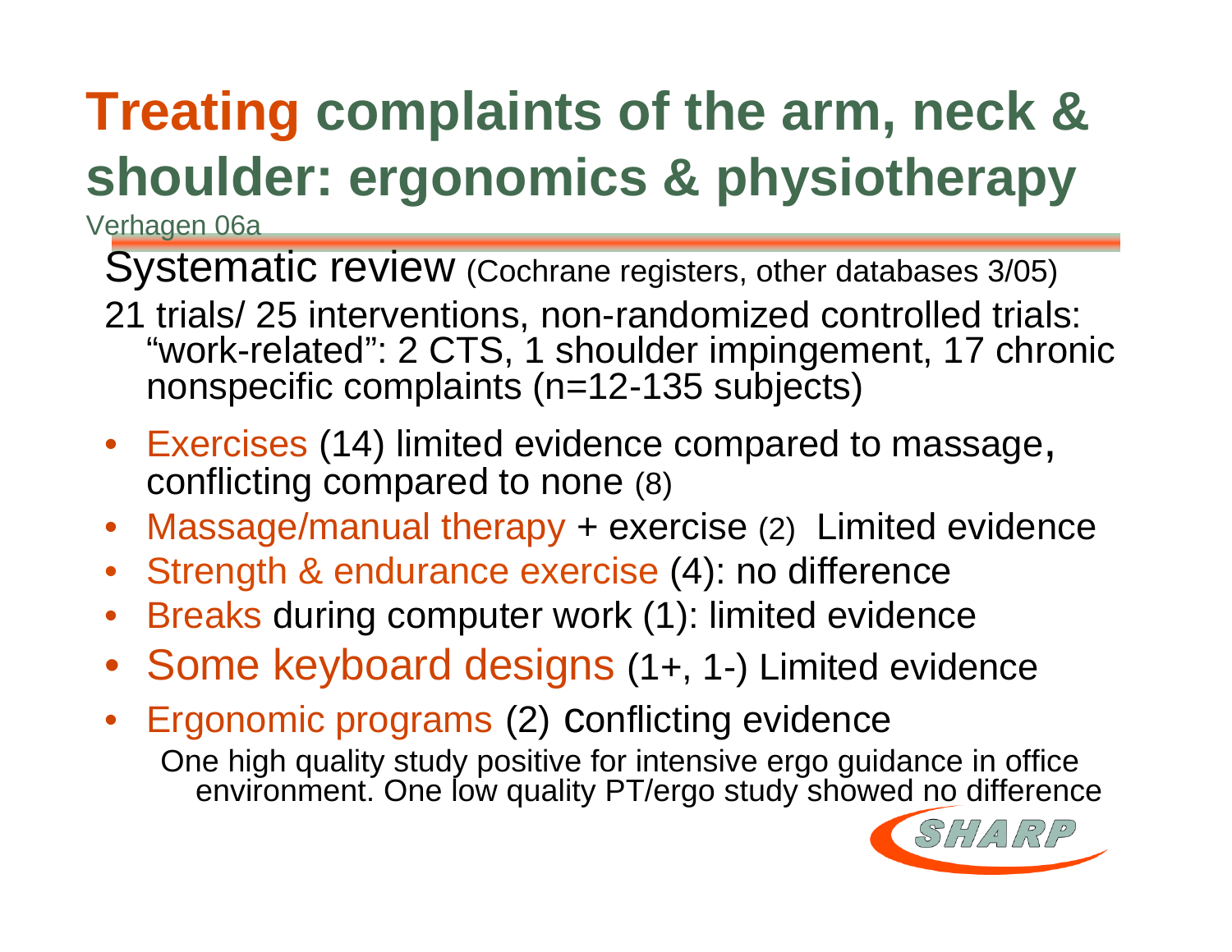# Treating complaints of the arm, neck & shoulder: ergonomics & physiotherapy

Verhagen 06a

Systematic review (Cochrane registers, other databases 3/05)

21 trials/ 25 interventions, non-randomized controlled trials: "work-related": 2 CTS, 1 shoulder impingement, 17 chronic nonspecific complaints (n=12-135 subjects)

- Exercises (14) limited evidence compared to massage, conflicting compared to none (8)
- Massage/manual therapy + exercise (2) Limited evidence
- Strength & endurance exercise (4): no difference
- Breaks during computer work (1): limited evidence
- Some keyboard designs (1+, 1-) Limited evidence
- Ergonomic programs (2) conflicting evidence
  - One high quality study positive for intensive ergo guidance in office environment. One low quality PT/ergo study showed no difference

SHARP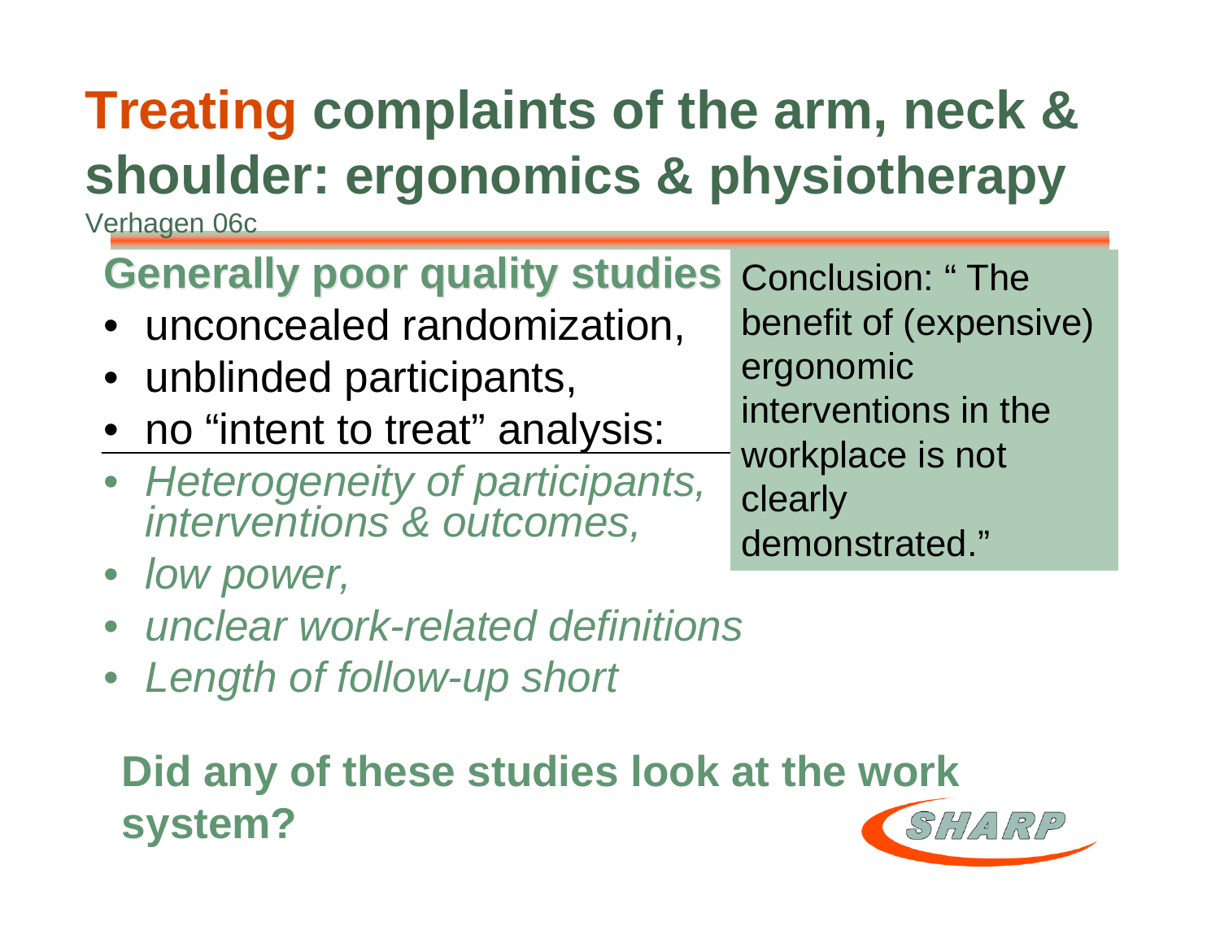# Treating complaints of the arm, neck & shoulder: ergonomics & physiotherapy

Verhagen 06c

## Generally poor quality studies

- unconcealed randomization,
- unblinded participants,
- no "intent to treat" analysis:
- *Heterogeneity of participants, interventions & outcomes,*
- *low power,*
- *unclear work-related definitions*
- *Length of follow-up short*

Conclusion: " The benefit of (expensive) ergonomic interventions in the workplace is not clearly demonstrated."

**Did any of these studies look at the work system?**

SHARP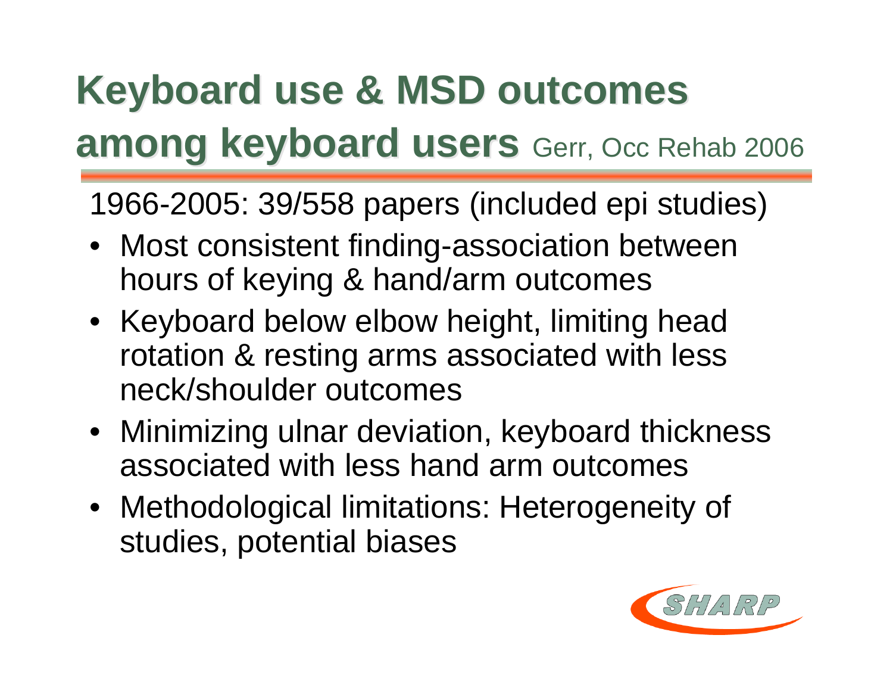# Keyboard use & MSD outcomes among keyboard users Gerr, Occ Rehab 2006

1966-2005: 39/558 papers (included epi studies)

- Most consistent finding-association between hours of keying & hand/arm outcomes
- Keyboard below elbow height, limiting head rotation & resting arms associated with less neck/shoulder outcomes
- Minimizing ulnar deviation, keyboard thickness associated with less hand arm outcomes
- Methodological limitations: Heterogeneity of studies, potential biases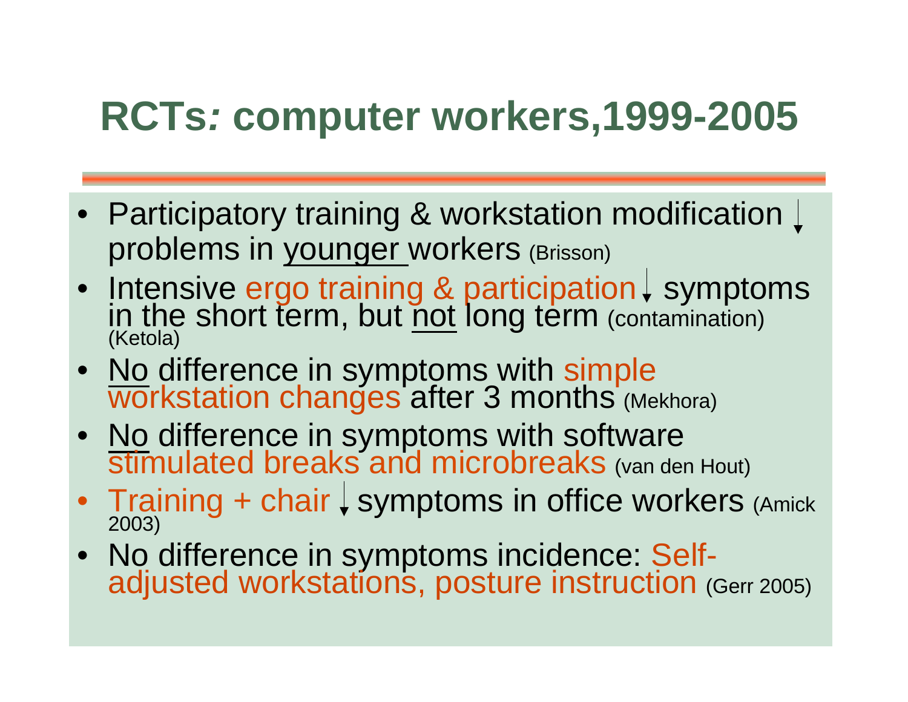# RCTs: computer workers,1999-2005

- Participatory training & workstation modification ↓ problems in younger workers (Brisson)
- Intensive ergo training & participation ↓ symptoms in the short term, but not long term (contamination) (Ketola)
- No difference in symptoms with simple workstation changes after 3 months (Mekhora)
- No difference in symptoms with software stimulated breaks and microbreaks (van den Hout)
- Training + chair ↓ symptoms in office workers (Amick 2003)
- No difference in symptoms incidence: Self-adjusted workstations, posture instruction (Gerr 2005)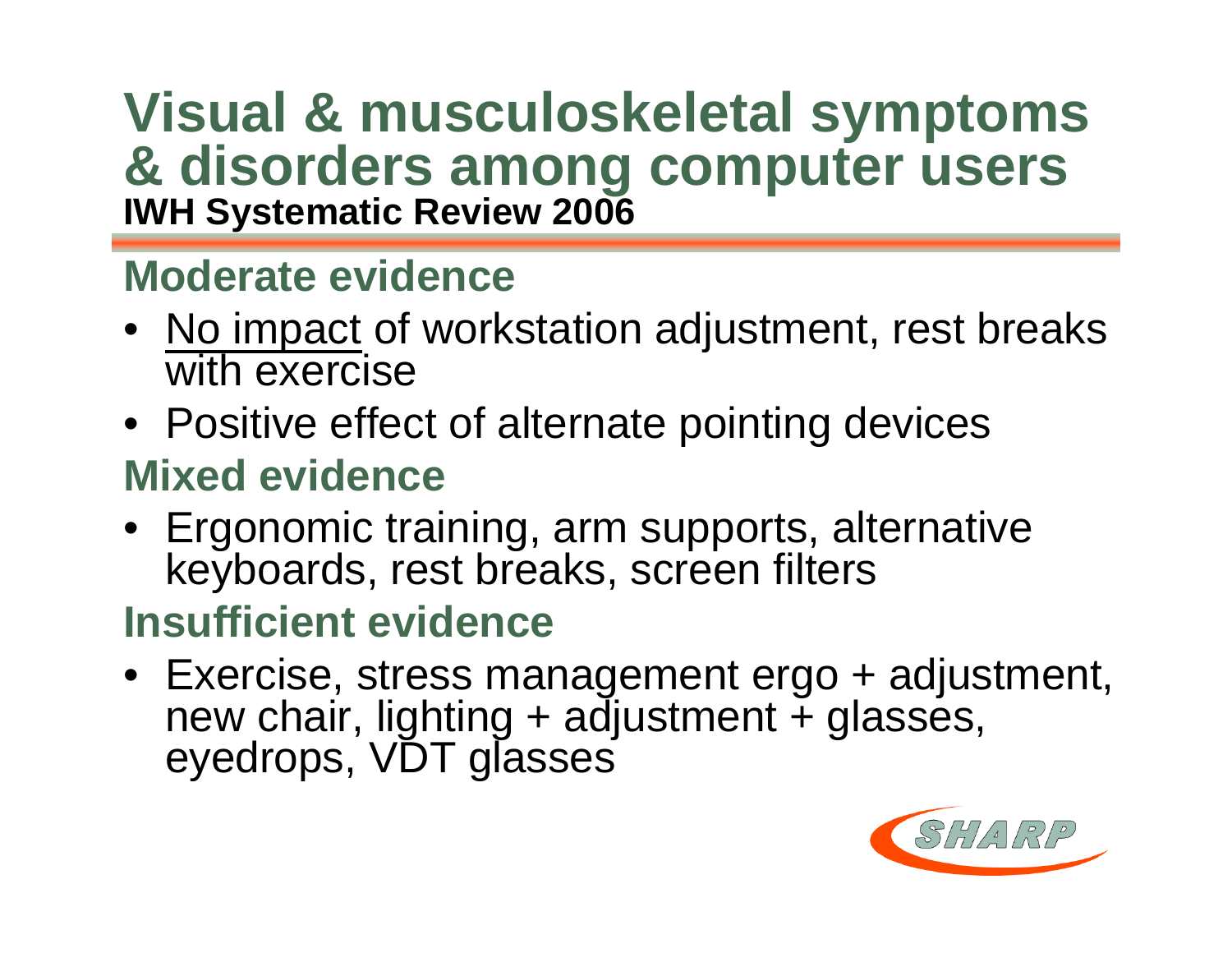# Visual & musculoskeletal symptoms & disorders among computer users

**IWH Systematic Review 2006**

## Moderate evidence

- No impact of workstation adjustment, rest breaks with exercise
- Positive effect of alternate pointing devices

## Mixed evidence

- Ergonomic training, arm supports, alternative keyboards, rest breaks, screen filters

## Insufficient evidence

- Exercise, stress management ergo + adjustment, new chair, lighting + adjustment + glasses, eyedrops, VDT glasses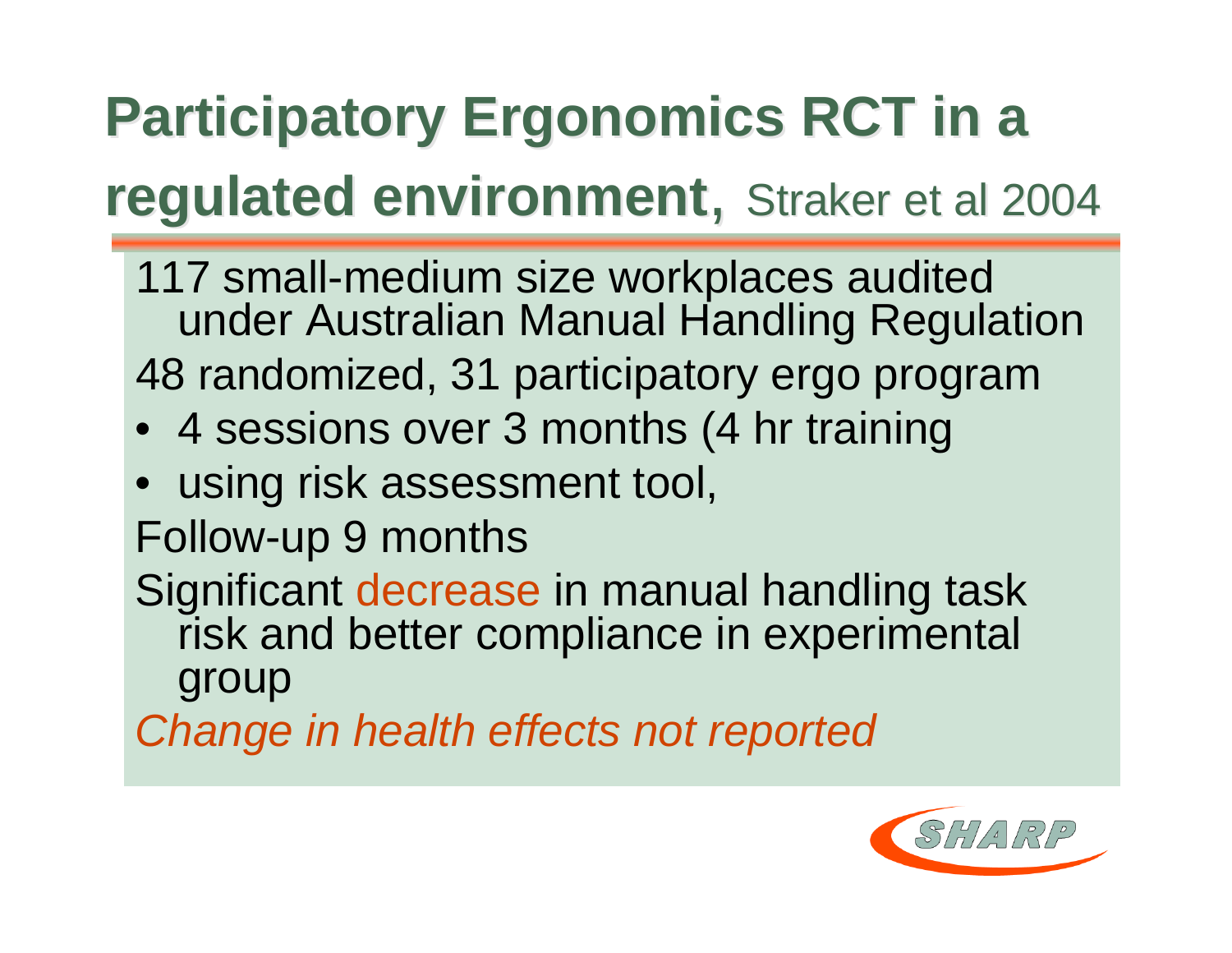# Participatory Ergonomics RCT in a regulated environment, Straker et al 2004

117 small-medium size workplaces audited under Australian Manual Handling Regulation

48 randomized, 31 participatory ergo program

- 4 sessions over 3 months (4 hr training
- using risk assessment tool,

Follow-up 9 months

Significant decrease in manual handling task risk and better compliance in experimental group

*Change in health effects not reported*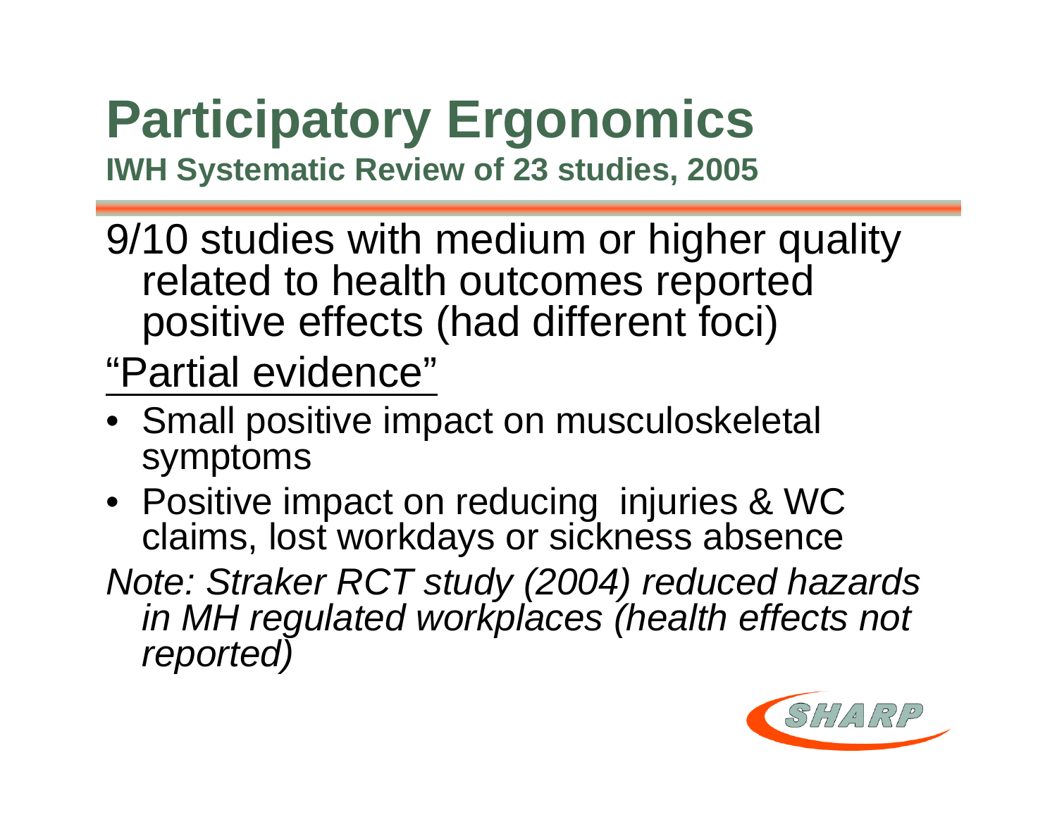# Participatory Ergonomics

**IWH Systematic Review of 23 studies, 2005**

9/10 studies with medium or higher quality related to health outcomes reported positive effects (had different foci)

<u>"Partial evidence"</u>

- Small positive impact on musculoskeletal symptoms
- Positive impact on reducing injuries & WC claims, lost workdays or sickness absence

*Note: Straker RCT study (2004) reduced hazards in MH regulated workplaces (health effects not reported)*

SHARP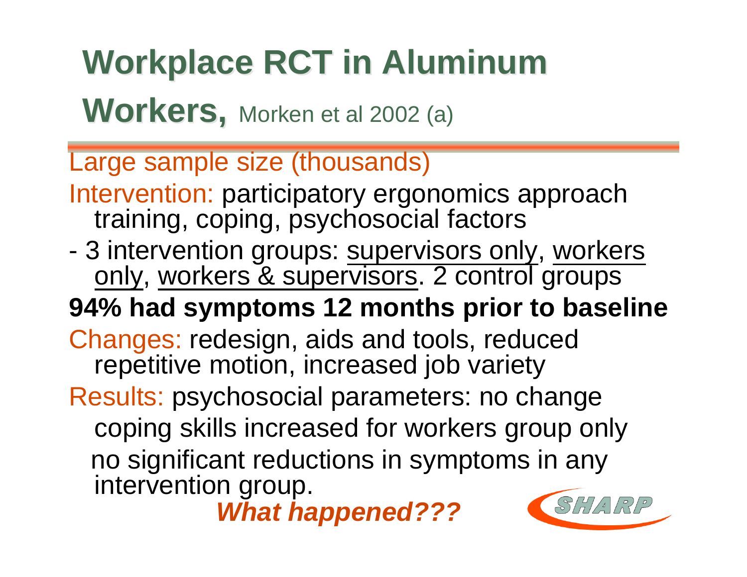# Workplace RCT in Aluminum Workers, Morken et al 2002 (a)

Large sample size (thousands)

Intervention: participatory ergonomics approach training, coping, psychosocial factors

- 3 intervention groups: supervisors only, workers only, workers & supervisors. 2 control groups

**94% had symptoms 12 months prior to baseline**

Changes: redesign, aids and tools, reduced repetitive motion, increased job variety

Results: psychosocial parameters: no change

coping skills increased for workers group only

no significant reductions in symptoms in any intervention group.

***What happened???***

SHARP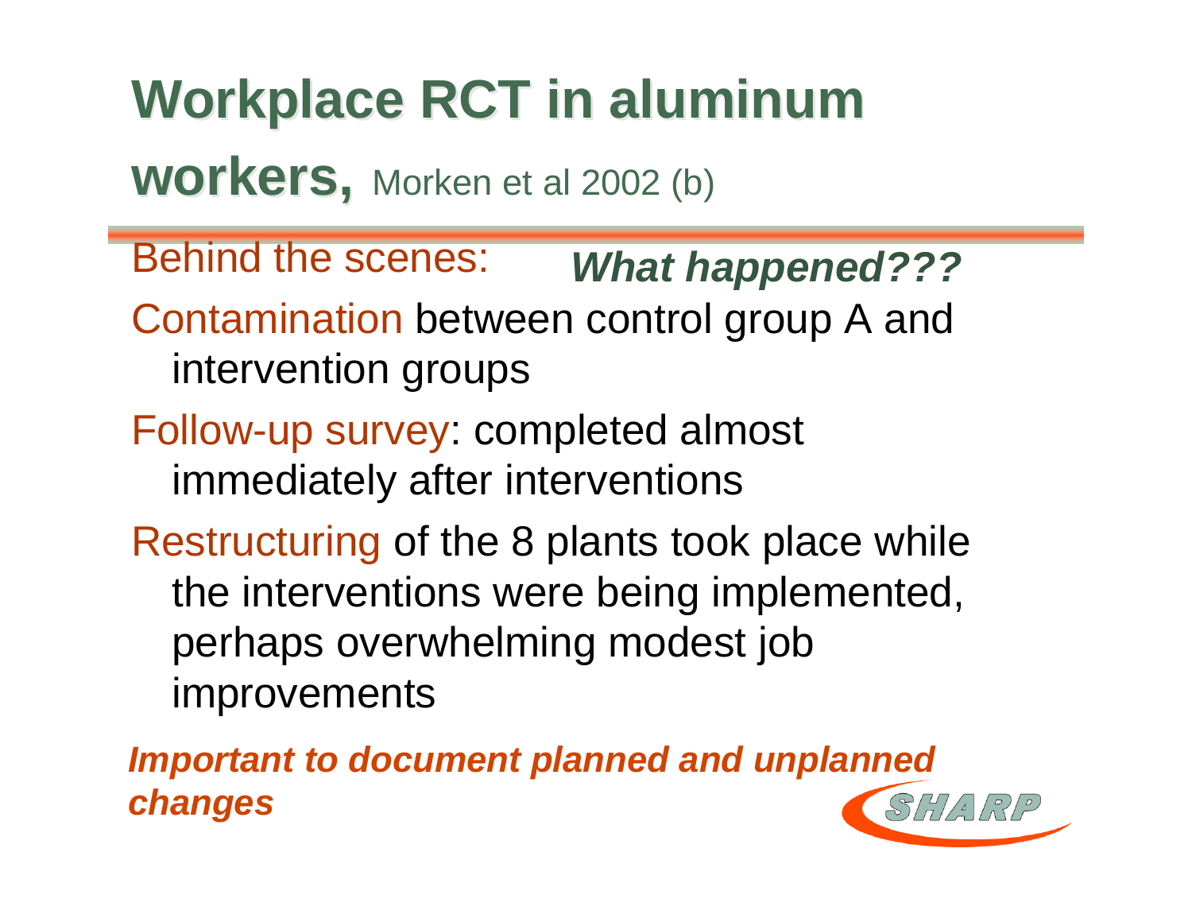# Workplace RCT in aluminum workers, Morken et al 2002 (b)

Behind the scenes: ***What happened???***

Contamination between control group A and intervention groups

Follow-up survey: completed almost immediately after interventions

Restructuring of the 8 plants took place while the interventions were being implemented, perhaps overwhelming modest job improvements

***Important to document planned and unplanned changes***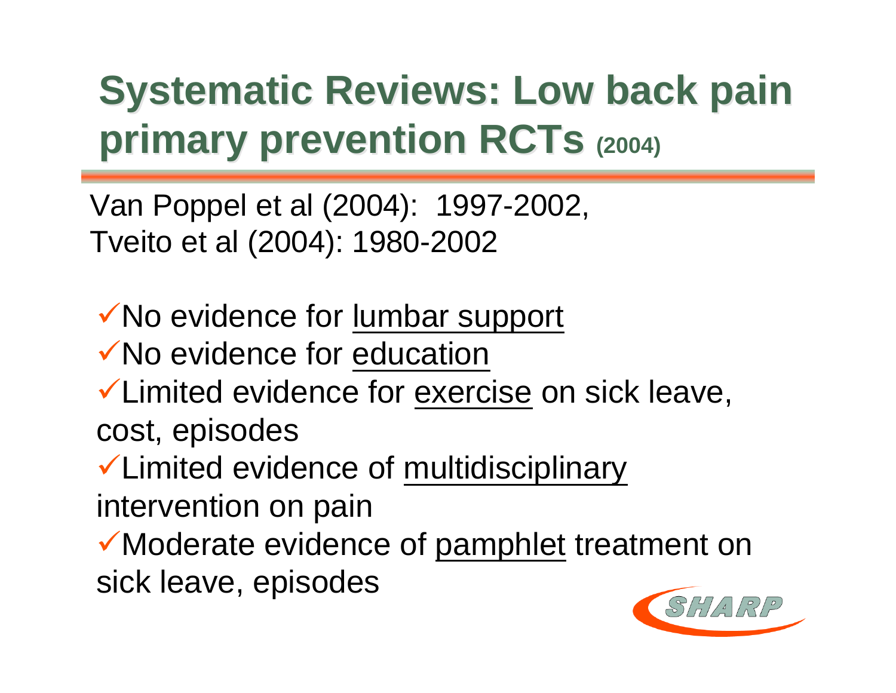# Systematic Reviews: Low back pain primary prevention RCTs (2004)

Van Poppel et al (2004): 1997-2002,
Tveito et al (2004): 1980-2002

- ✓No evidence for lumbar support
- ✓No evidence for education
- ✓Limited evidence for exercise on sick leave, cost, episodes
- ✓Limited evidence of multidisciplinary intervention on pain
- ✓Moderate evidence of pamphlet treatment on sick leave, episodes

SHARP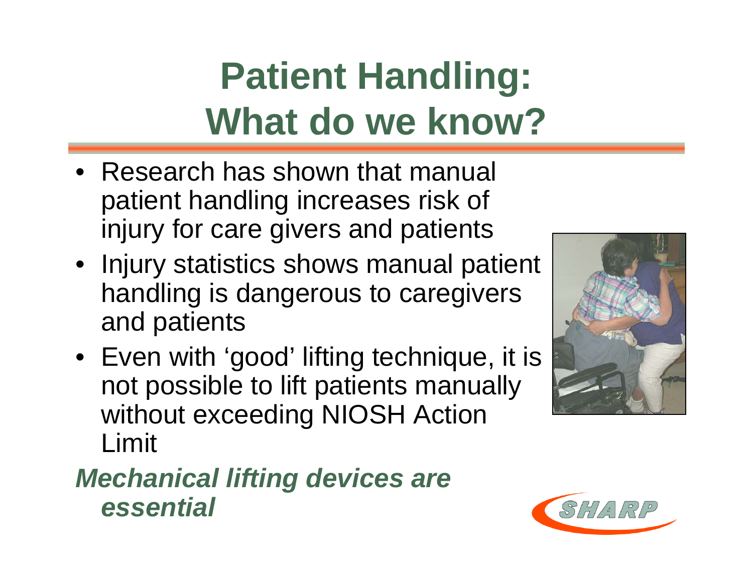# Patient Handling: What do we know?

- Research has shown that manual patient handling increases risk of injury for care givers and patients
- Injury statistics shows manual patient handling is dangerous to caregivers and patients
- Even with 'good' lifting technique, it is not possible to lift patients manually without exceeding NIOSH Action Limit

***Mechanical lifting devices are essential***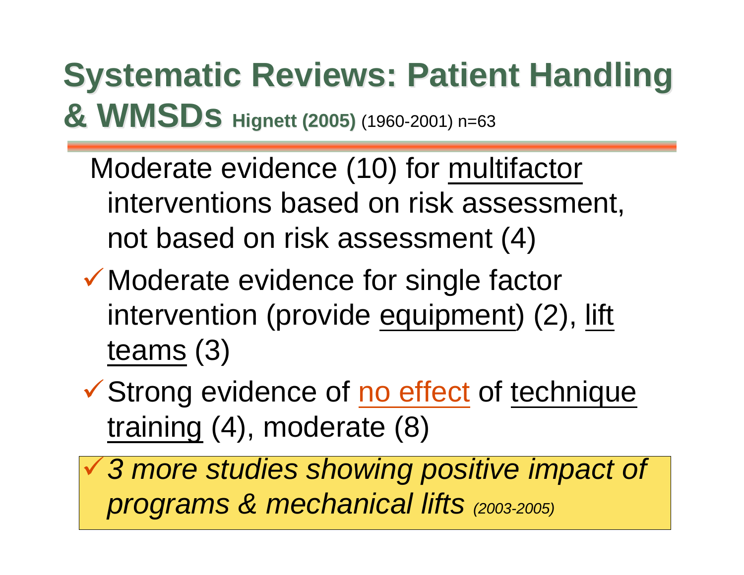# Systematic Reviews: Patient Handling & WMSDs **Hignett (2005)** (1960-2001) n=63

Moderate evidence (10) for multifactor interventions based on risk assessment, not based on risk assessment (4)

- ✓ Moderate evidence for single factor intervention (provide equipment) (2), lift teams (3)
- ✓ Strong evidence of no effect of technique training (4), moderate (8)
- ✓ *3 more studies showing positive impact of programs & mechanical lifts (2003-2005)*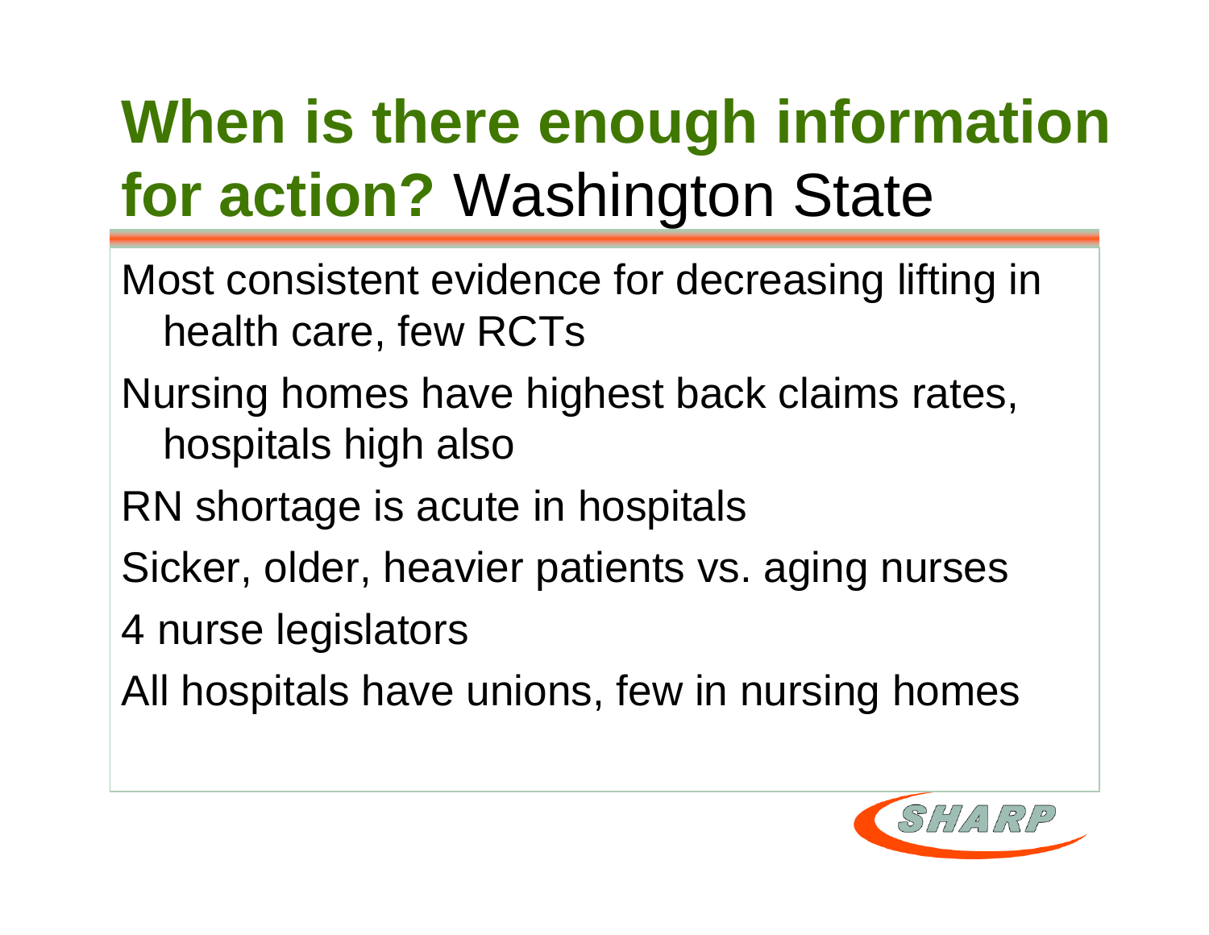# When is there enough information for action? Washington State

- Most consistent evidence for decreasing lifting in health care, few RCTs
- Nursing homes have highest back claims rates, hospitals high also
- RN shortage is acute in hospitals
- Sicker, older, heavier patients vs. aging nurses
- 4 nurse legislators
- All hospitals have unions, few in nursing homes

SHARP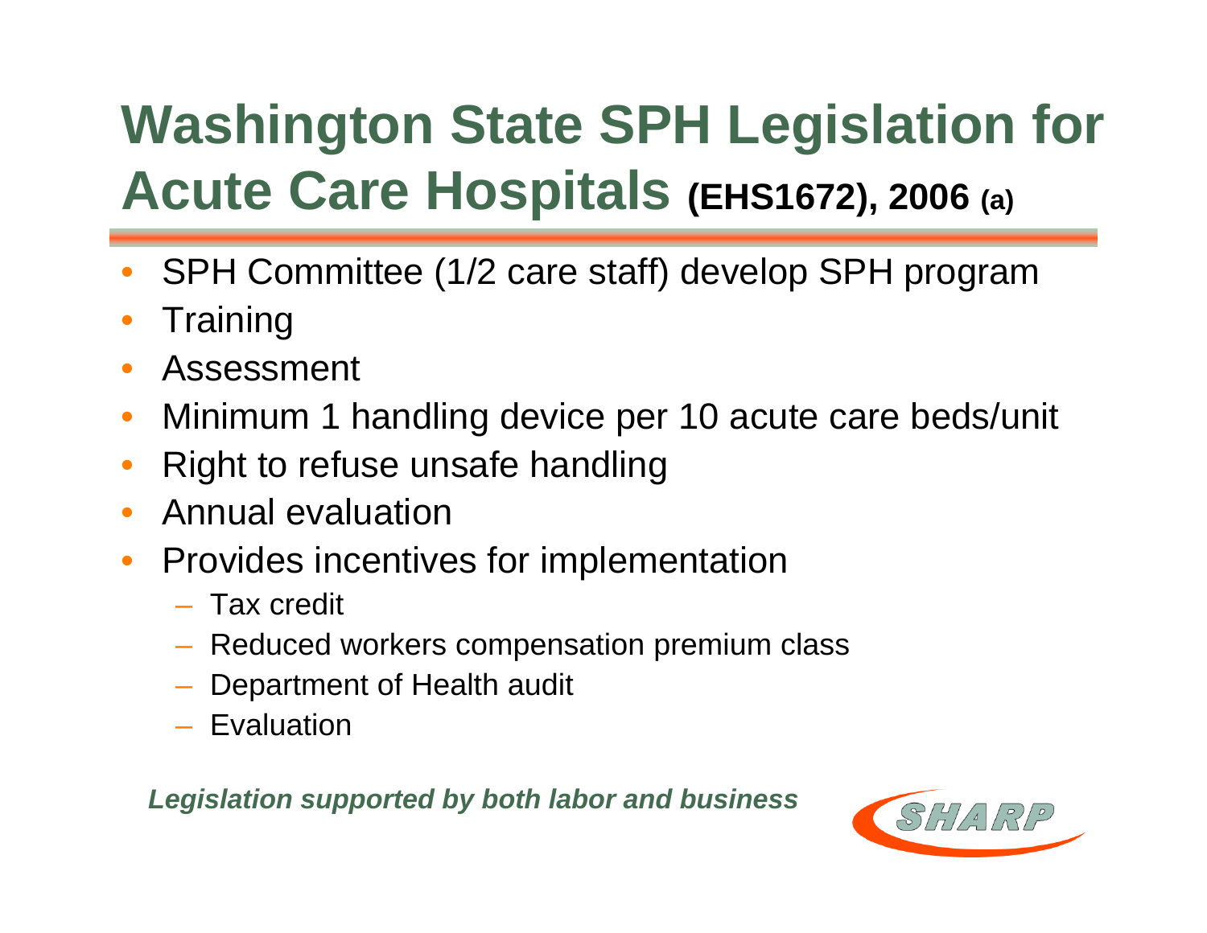# Washington State SPH Legislation for Acute Care Hospitals **(EHS1672), 2006 (a)**

- SPH Committee (1/2 care staff) develop SPH program
- Training
- Assessment
- Minimum 1 handling device per 10 acute care beds/unit
- Right to refuse unsafe handling
- Annual evaluation
- Provides incentives for implementation
  - Tax credit
  - Reduced workers compensation premium class
  - Department of Health audit
  - Evaluation

***Legislation supported by both labor and business***

SHARP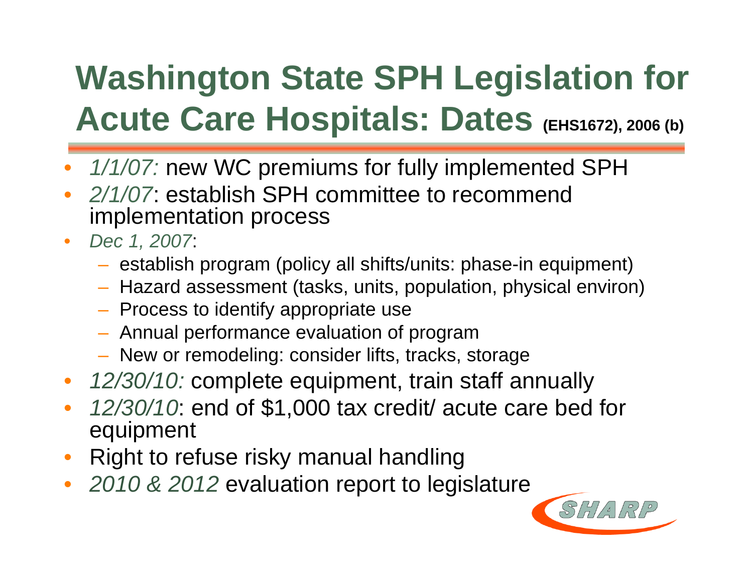# Washington State SPH Legislation for Acute Care Hospitals: Dates (EHS1672), 2006 (b)

- *1/1/07:* new WC premiums for fully implemented SPH
- *2/1/07*: establish SPH committee to recommend implementation process
- *Dec 1, 2007*:
  - establish program (policy all shifts/units: phase-in equipment)
  - Hazard assessment (tasks, units, population, physical environ)
  - Process to identify appropriate use
  - Annual performance evaluation of program
  - New or remodeling: consider lifts, tracks, storage
- *12/30/10:* complete equipment, train staff annually
- *12/30/10*: end of $1,000 tax credit/ acute care bed for equipment
- Right to refuse risky manual handling
- *2010 & 2012* evaluation report to legislature

SHARP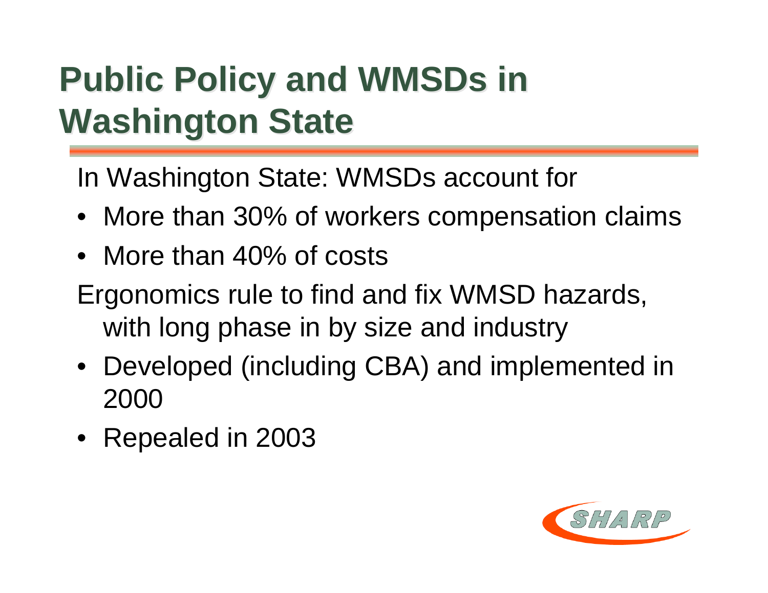# Public Policy and WMSDs in Washington State

In Washington State: WMSDs account for

- More than 30% of workers compensation claims
- More than 40% of costs

Ergonomics rule to find and fix WMSD hazards, with long phase in by size and industry

- Developed (including CBA) and implemented in 2000
- Repealed in 2003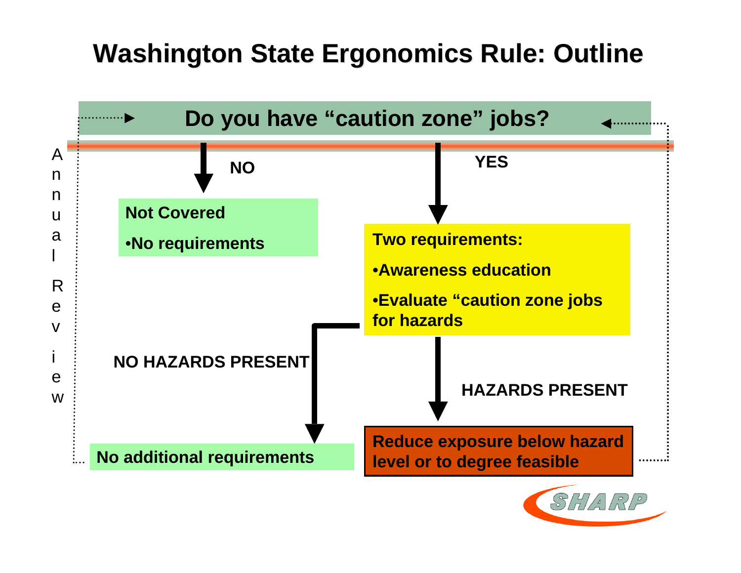# Washington State Ergonomics Rule: Outline

**Do you have "caution zone" jobs?**

**NO**

**Not Covered**

**•No requirements**

**YES**

**Two requirements:**

**•Awareness education**

**•Evaluate "caution zone jobs for hazards**

**NO HAZARDS PRESENT**

**No additional requirements**

**HAZARDS PRESENT**

**Reduce exposure below hazard level or to degree feasible**

Annual Review

SHARP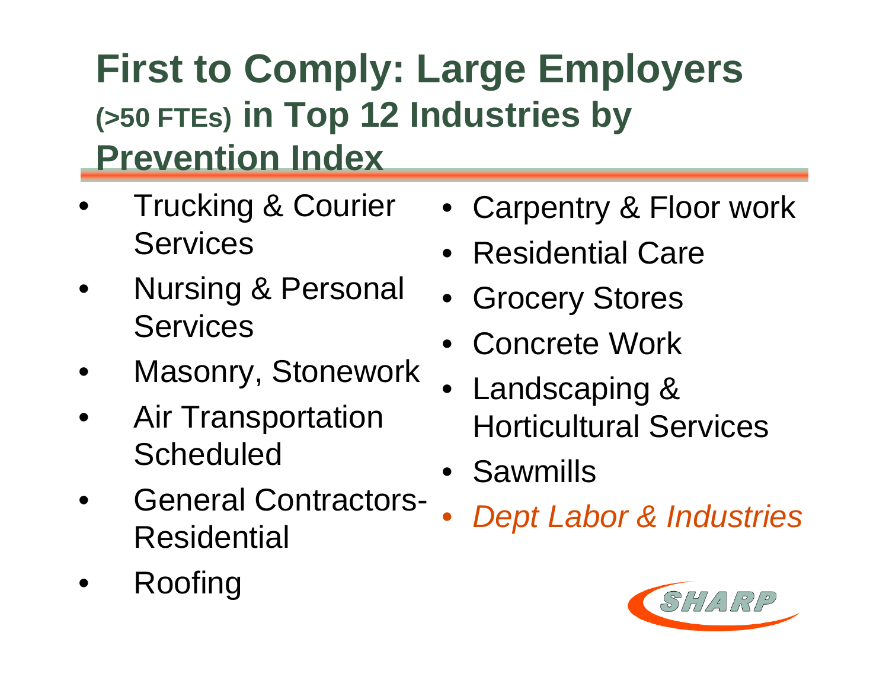# First to Comply: Large Employers (>50 FTEs) in Top 12 Industries by Prevention Index

- Trucking & Courier Services
- Nursing & Personal Services
- Masonry, Stonework
- Air Transportation Scheduled
- General Contractors-Residential
- Roofing
- Carpentry & Floor work
- Residential Care
- Grocery Stores
- Concrete Work
- Landscaping & Horticultural Services
- Sawmills
- *Dept Labor & Industries*

SHARP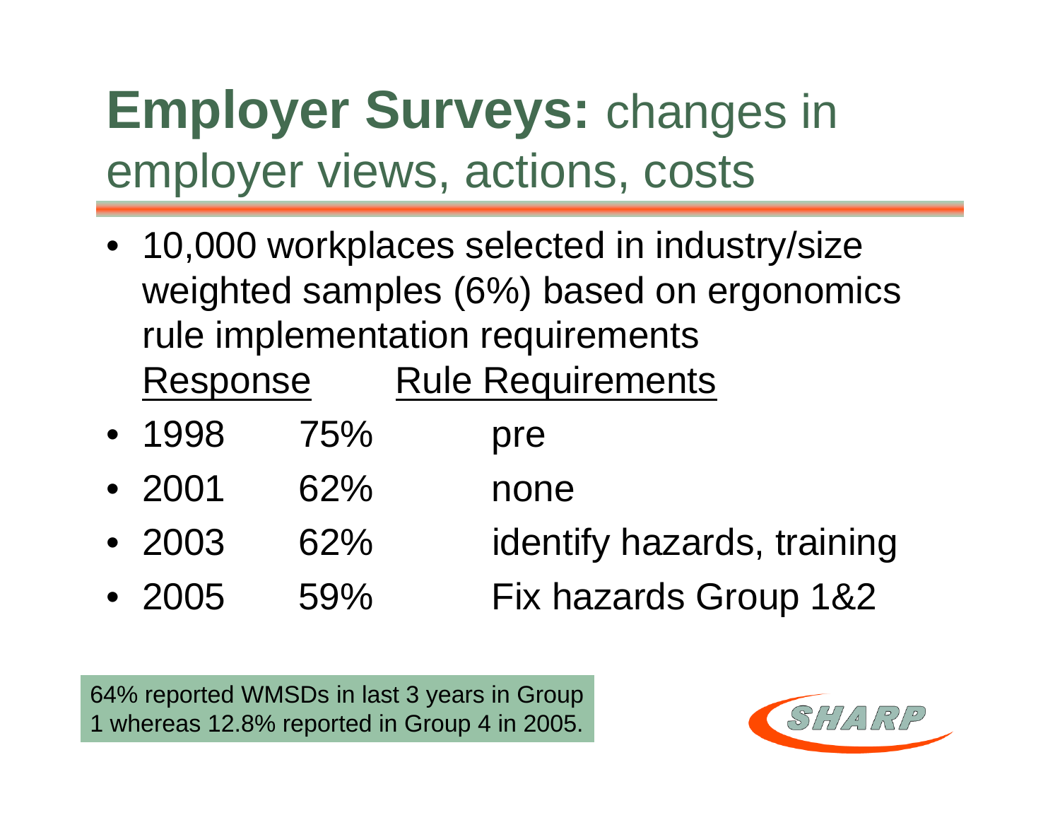# **Employer Surveys:** changes in employer views, actions, costs

- 10,000 workplaces selected in industry/size weighted samples (6%) based on ergonomics rule implementation requirements

| | Response | Rule Requirements |
|---|---|---|
| 1998 | 75% | pre |
| 2001 | 62% | none |
| 2003 | 62% | identify hazards, training |
| 2005 | 59% | Fix hazards Group 1&2 |

64% reported WMSDs in last 3 years in Group 1 whereas 12.8% reported in Group 4 in 2005.

SHARP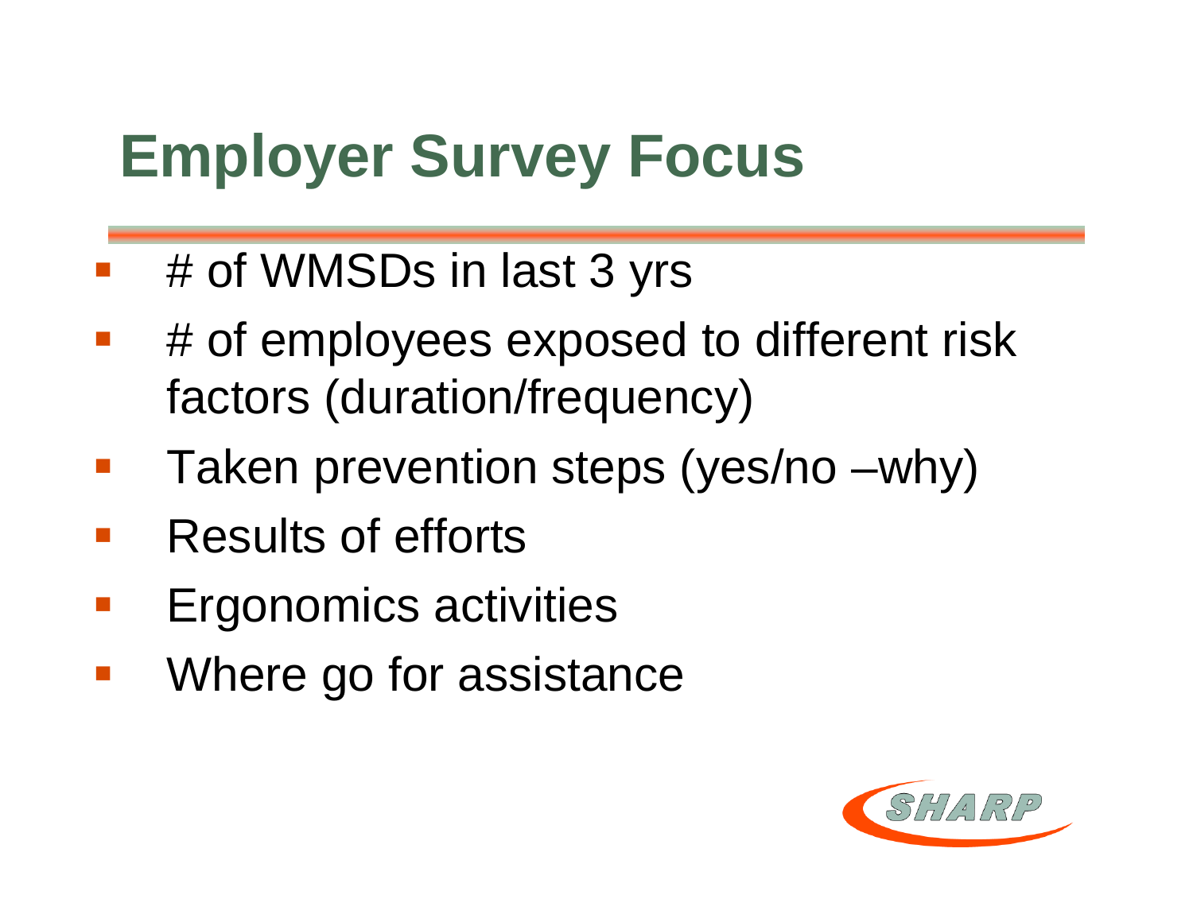# Employer Survey Focus

- # of WMSDs in last 3 yrs
- # of employees exposed to different risk factors (duration/frequency)
- Taken prevention steps (yes/no –why)
- Results of efforts
- Ergonomics activities
- Where go for assistance

SHARP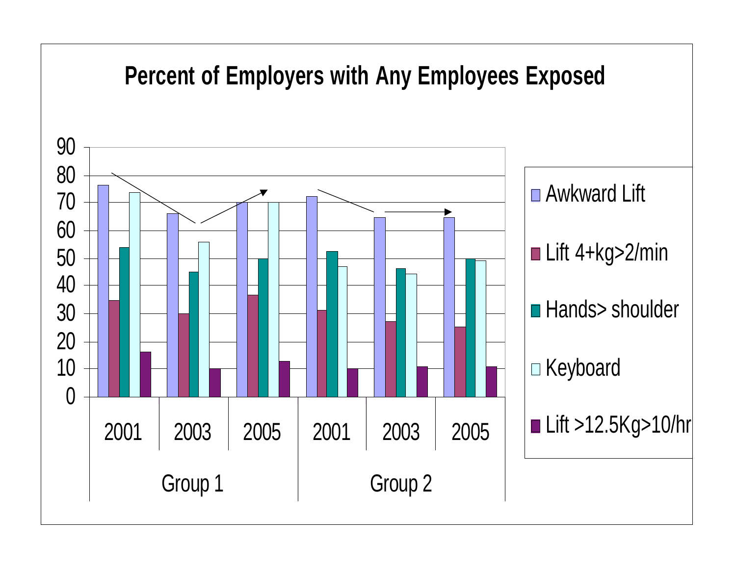# Percent of Employers with Any Employees Exposed

| Group | Year | Awkward Lift | Lift 4+kg>2/min | Hands> shoulder | Keyboard | Lift >12.5Kg>10/hr |
|---|---|---|---|---|---|---|
| Group 1 | 2001 | 76 | 35 | 54 | 74 | 16 |
| Group 1 | 2003 | 66 | 30 | 45 | 56 | 10 |
| Group 1 | 2005 | 70 | 37 | 50 | 70 | 13 |
| Group 2 | 2001 | 72 | 31 | 52 | 47 | 10 |
| Group 2 | 2003 | 65 | 27 | 46 | 44 | 11 |
| Group 2 | 2005 | 65 | 25 | 50 | 49 | 11 |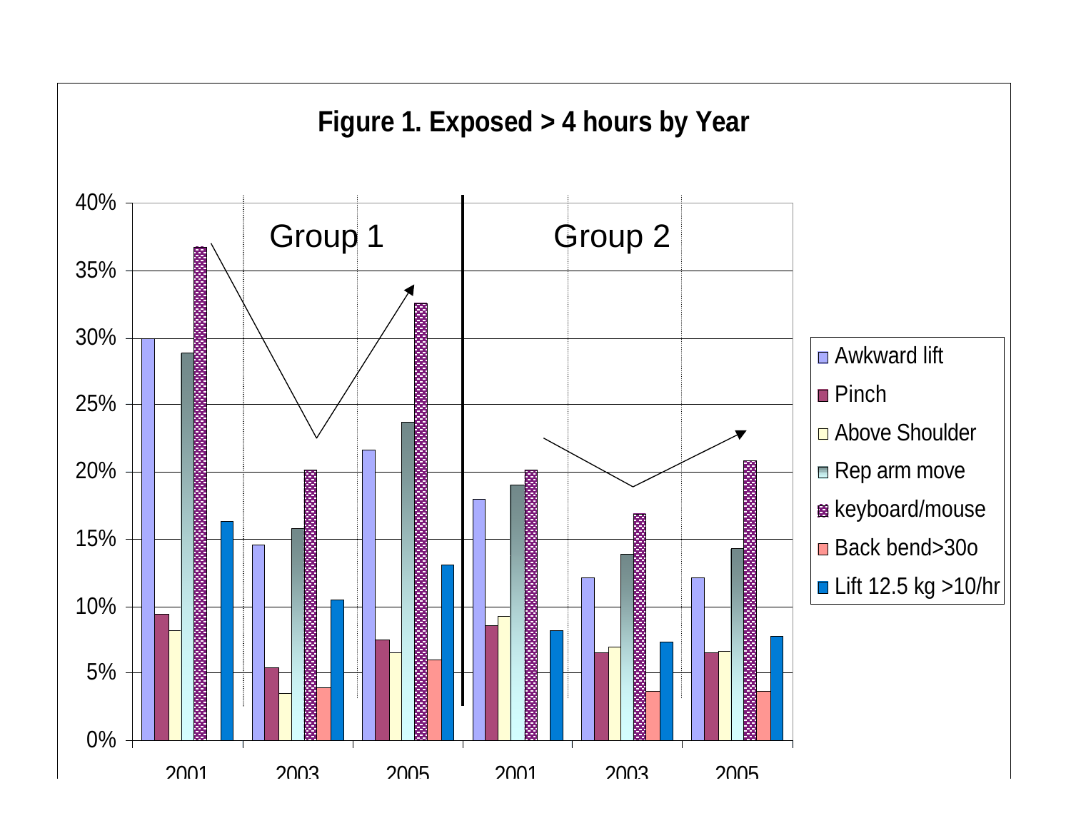**Figure 1. Exposed > 4 hours by Year**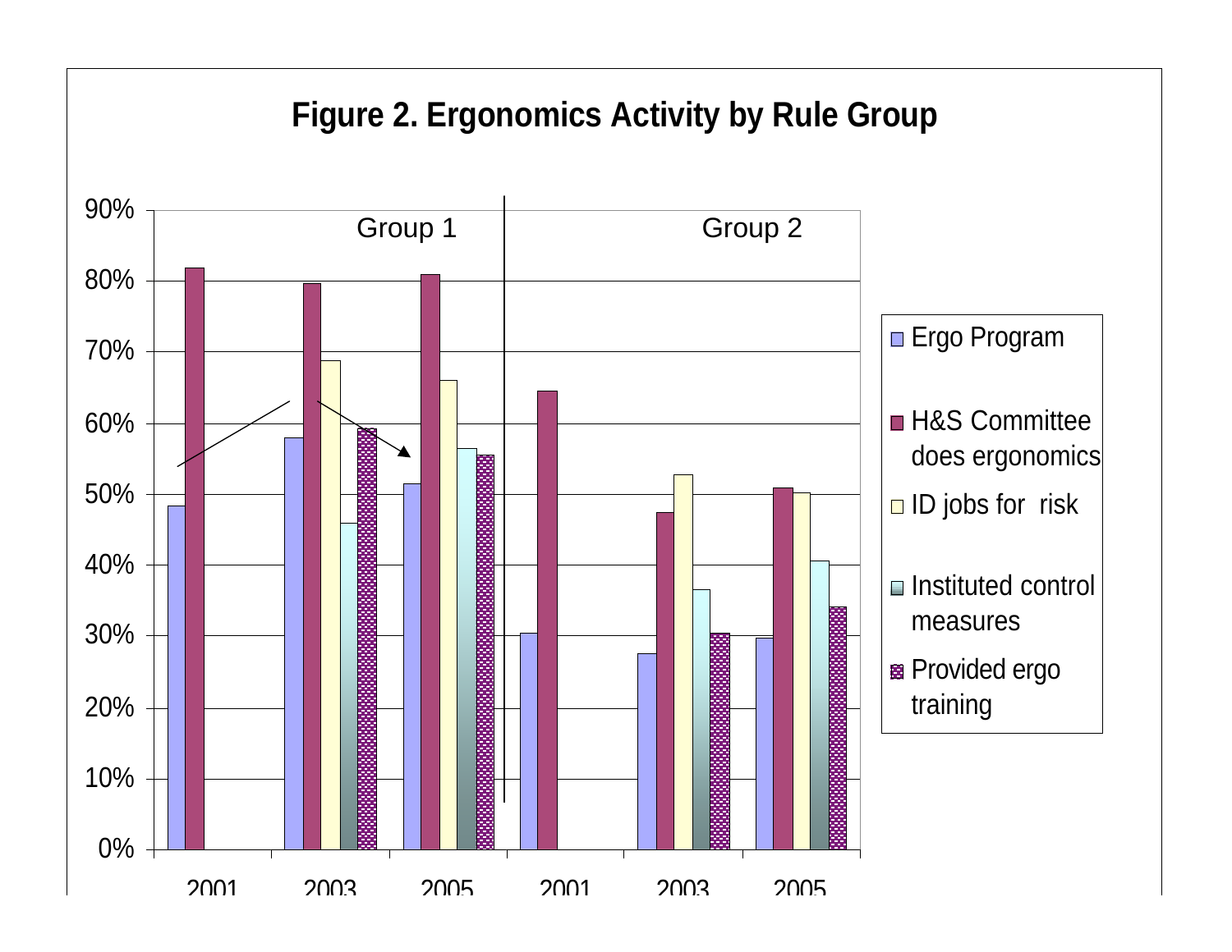**Figure 2. Ergonomics Activity by Rule Group**

| | Group 1 | | | Group 2 | | |
|---|---|---|---|---|---|---|
| | 2001 | 2003 | 2005 | 2001 | 2003 | 2005 |
| Ergo Program | 48% | 58% | 51% | 30% | 27% | 30% |
| H&S Committee does ergonomics | 82% | 80% | 81% | 64% | 47% | 51% |
| ID jobs for risk | | 69% | 66% | | 53% | 50% |
| Instituted control measures | | 46% | 56% | | 36% | 40% |
| Provided ergo training | | 59% | 55% | | 30% | 34% |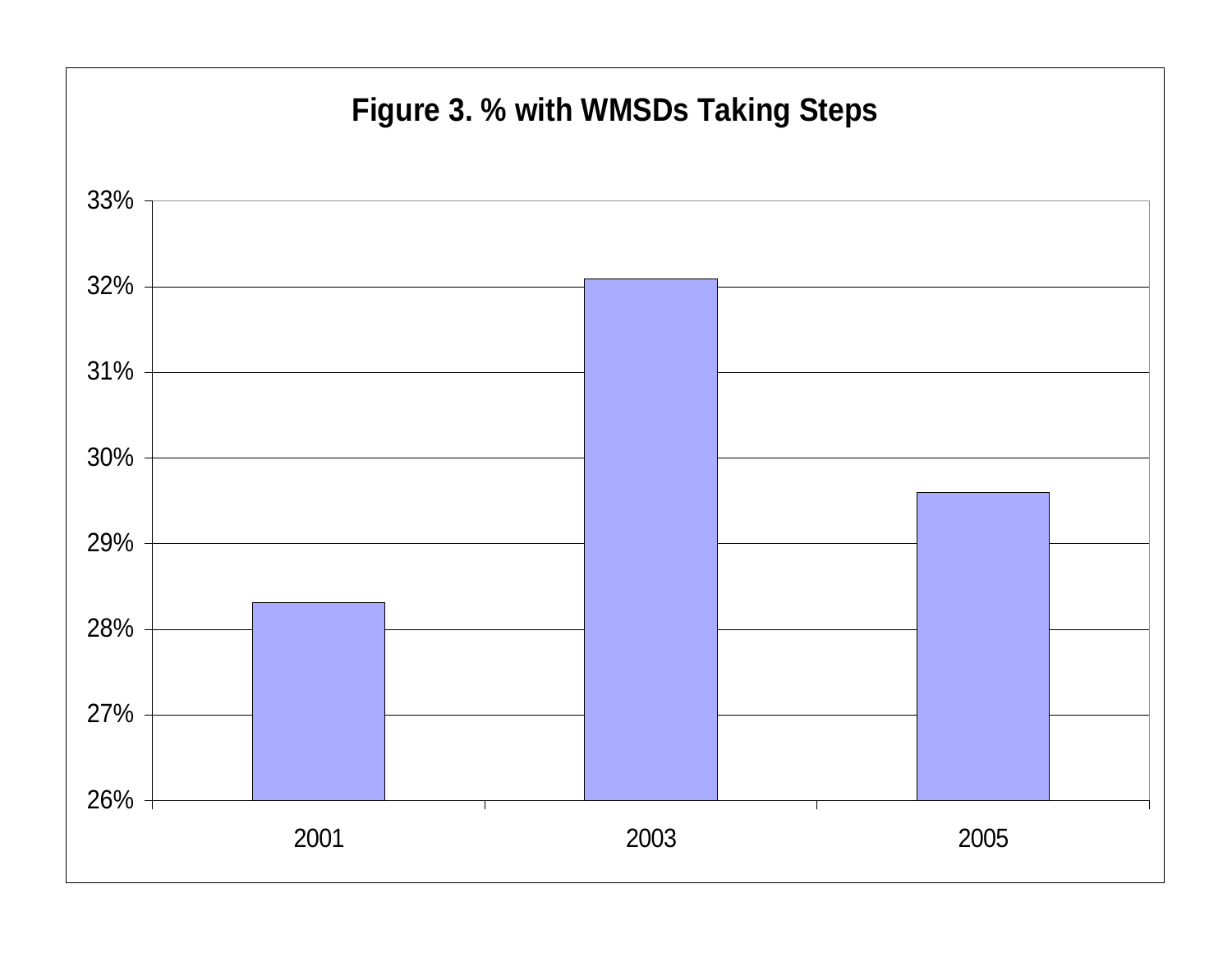**Figure 3. % with WMSDs Taking Steps**

| Year | % with WMSDs Taking Steps |
| --- | --- |
| 2001 | 28.3% |
| 2003 | 32.1% |
| 2005 | 29.6% |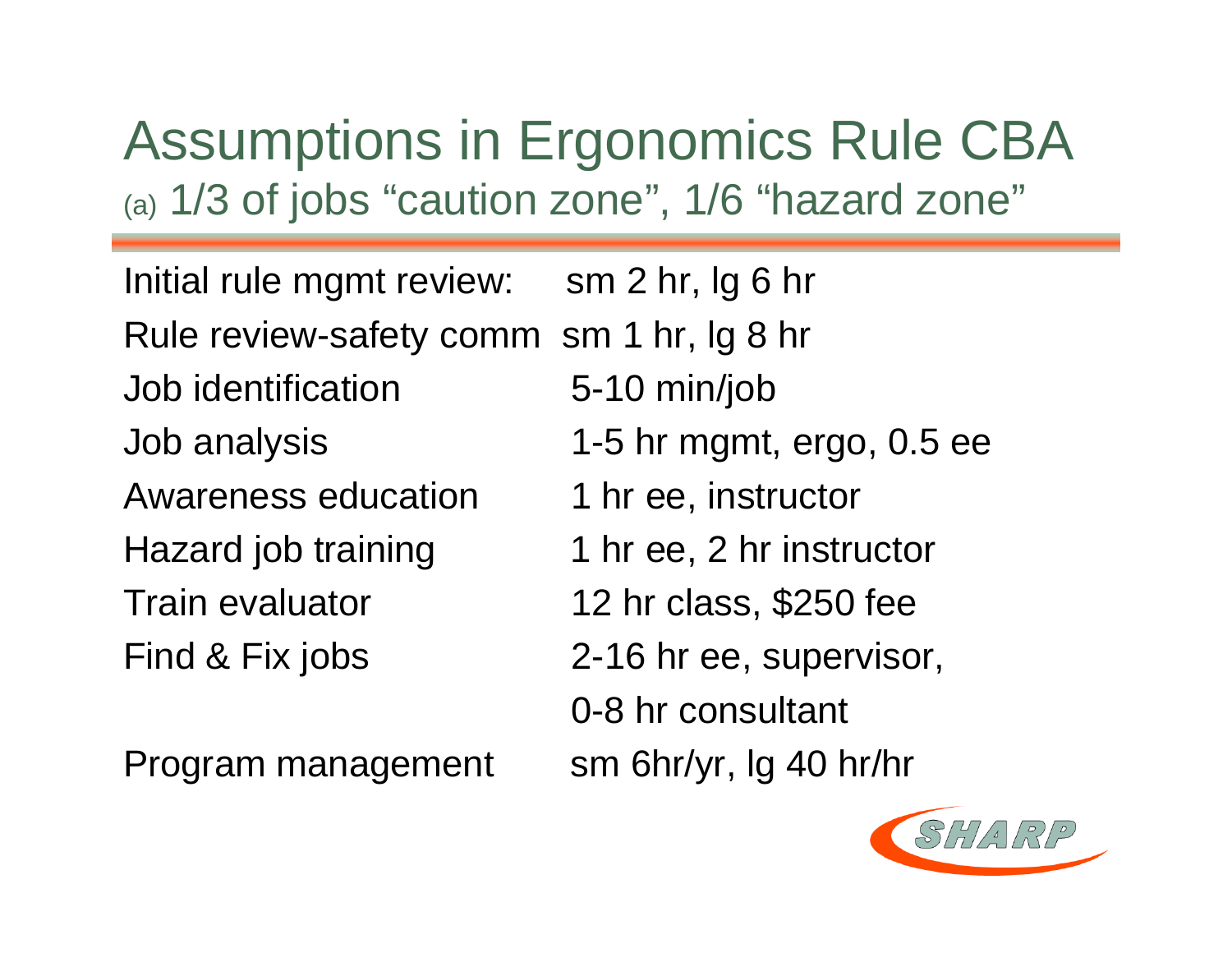# Assumptions in Ergonomics Rule CBA

(a) 1/3 of jobs "caution zone", 1/6 "hazard zone"

| | |
|---|---|
| Initial rule mgmt review: | sm 2 hr, lg 6 hr |
| Rule review-safety comm | sm 1 hr, lg 8 hr |
| Job identification | 5-10 min/job |
| Job analysis | 1-5 hr mgmt, ergo, 0.5 ee |
| Awareness education | 1 hr ee, instructor |
| Hazard job training | 1 hr ee, 2 hr instructor |
| Train evaluator | 12 hr class, $250 fee |
| Find & Fix jobs | 2-16 hr ee, supervisor, 0-8 hr consultant |
| Program management | sm 6hr/yr, lg 40 hr/hr |

SHARP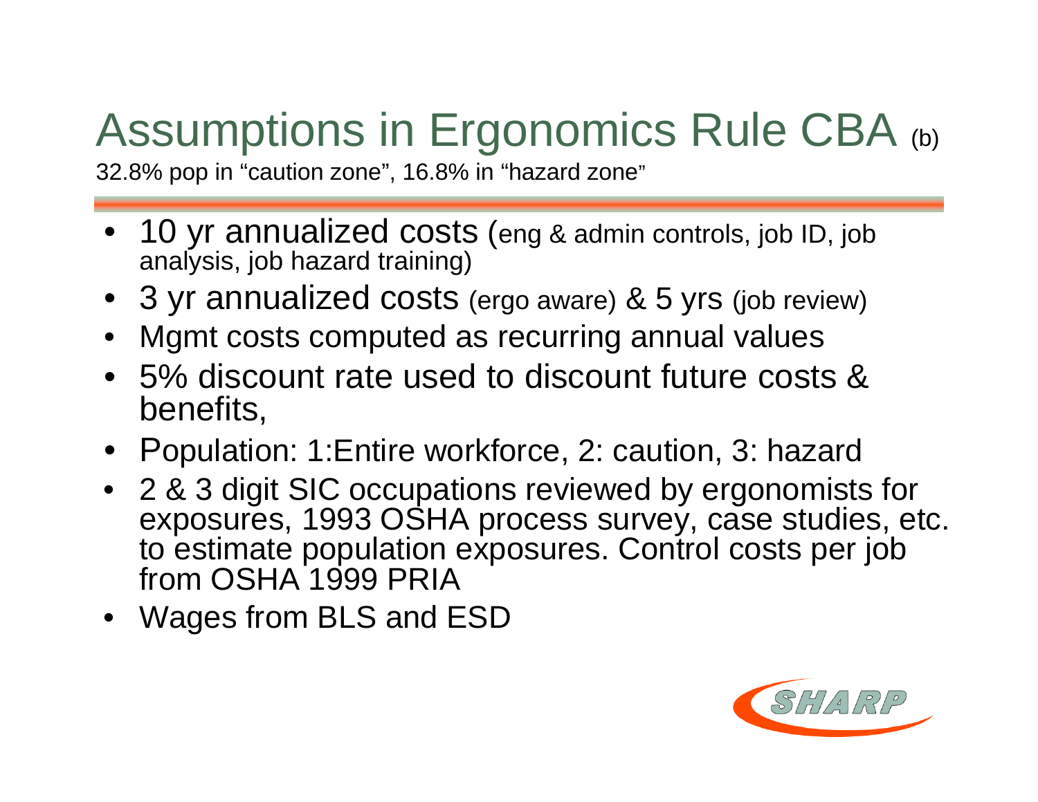# Assumptions in Ergonomics Rule CBA (b)

32.8% pop in “caution zone”, 16.8% in “hazard zone”

- 10 yr annualized costs (eng & admin controls, job ID, job analysis, job hazard training)
- 3 yr annualized costs (ergo aware) & 5 yrs (job review)
- Mgmt costs computed as recurring annual values
- 5% discount rate used to discount future costs & benefits,
- Population: 1:Entire workforce, 2: caution, 3: hazard
- 2 & 3 digit SIC occupations reviewed by ergonomists for exposures, 1993 OSHA process survey, case studies, etc. to estimate population exposures. Control costs per job from OSHA 1999 PRIA
- Wages from BLS and ESD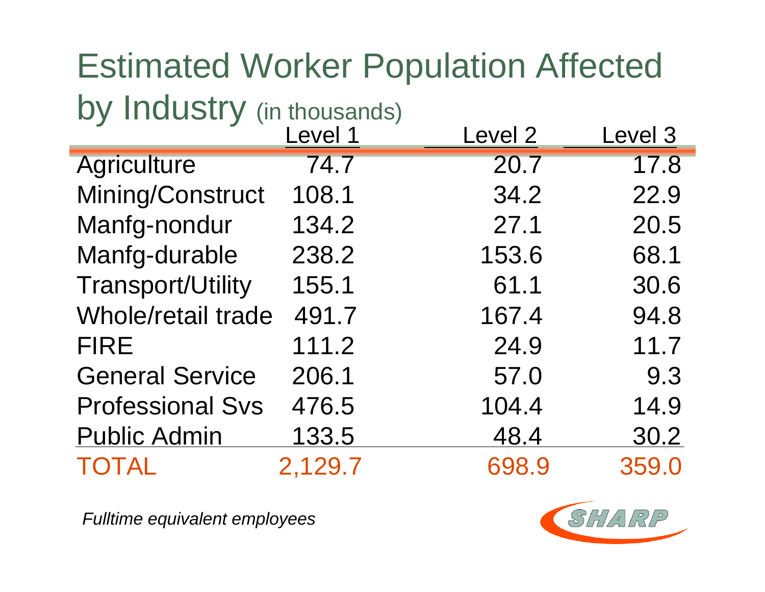# Estimated Worker Population Affected by Industry (in thousands)

| | Level 1 | Level 2 | Level 3 |
|---|---|---|---|
| Agriculture | 74.7 | 20.7 | 17.8 |
| Mining/Construct | 108.1 | 34.2 | 22.9 |
| Manfg-nondur | 134.2 | 27.1 | 20.5 |
| Manfg-durable | 238.2 | 153.6 | 68.1 |
| Transport/Utility | 155.1 | 61.1 | 30.6 |
| Whole/retail trade | 491.7 | 167.4 | 94.8 |
| FIRE | 111.2 | 24.9 | 11.7 |
| General Service | 206.1 | 57.0 | 9.3 |
| Professional Svs | 476.5 | 104.4 | 14.9 |
| Public Admin | 133.5 | 48.4 | 30.2 |
| TOTAL | 2,129.7 | 698.9 | 359.0 |

*Fulltime equivalent employees*

SHARP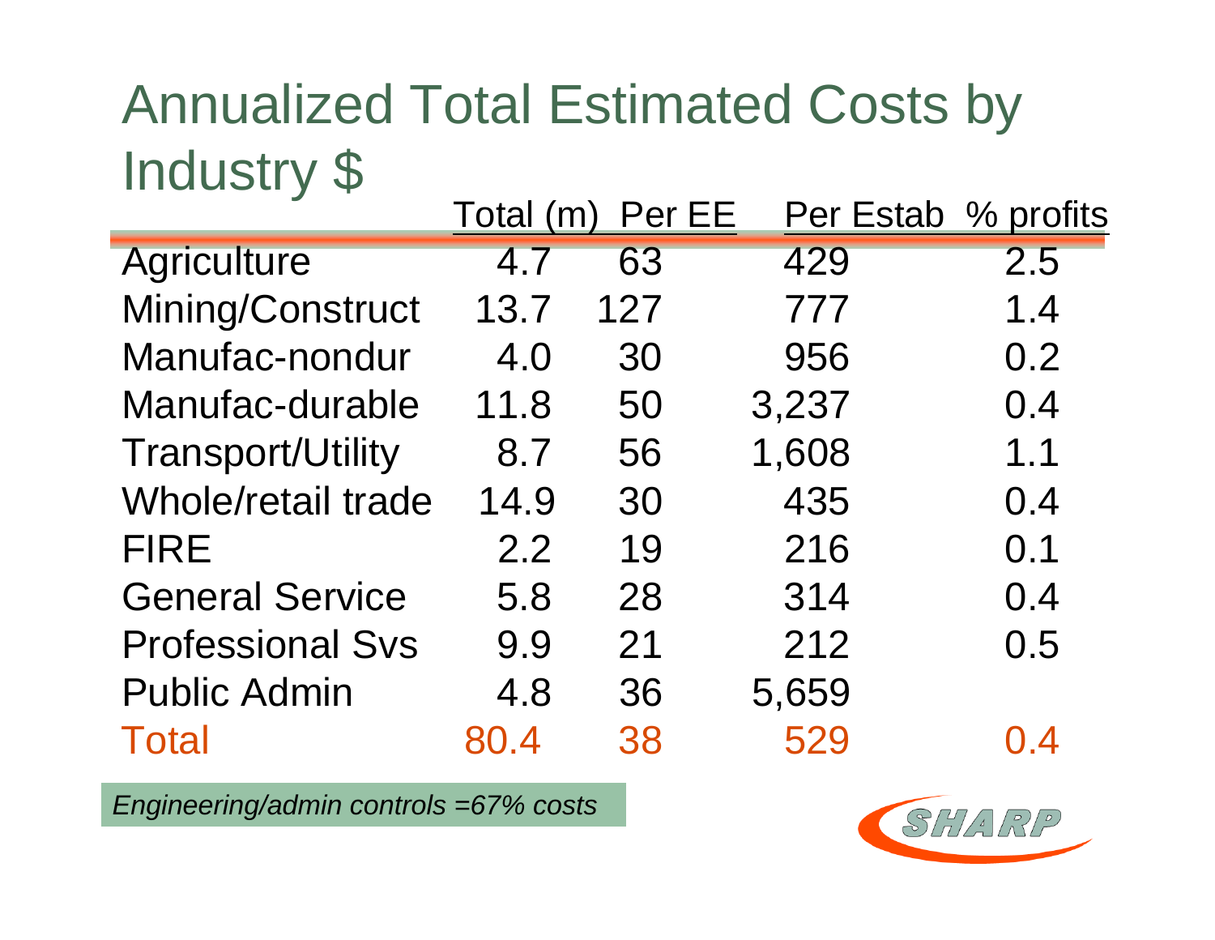# Annualized Total Estimated Costs by Industry $

| | Total (m) | Per EE | Per Estab | % profits |
|---|---|---|---|---|
| Agriculture | 4.7 | 63 | 429 | 2.5 |
| Mining/Construct | 13.7 | 127 | 777 | 1.4 |
| Manufac-nondur | 4.0 | 30 | 956 | 0.2 |
| Manufac-durable | 11.8 | 50 | 3,237 | 0.4 |
| Transport/Utility | 8.7 | 56 | 1,608 | 1.1 |
| Whole/retail trade | 14.9 | 30 | 435 | 0.4 |
| FIRE | 2.2 | 19 | 216 | 0.1 |
| General Service | 5.8 | 28 | 314 | 0.4 |
| Professional Svs | 9.9 | 21 | 212 | 0.5 |
| Public Admin | 4.8 | 36 | 5,659 | |
| Total | 80.4 | 38 | 529 | 0.4 |

*Engineering/admin controls =67% costs*

SHARP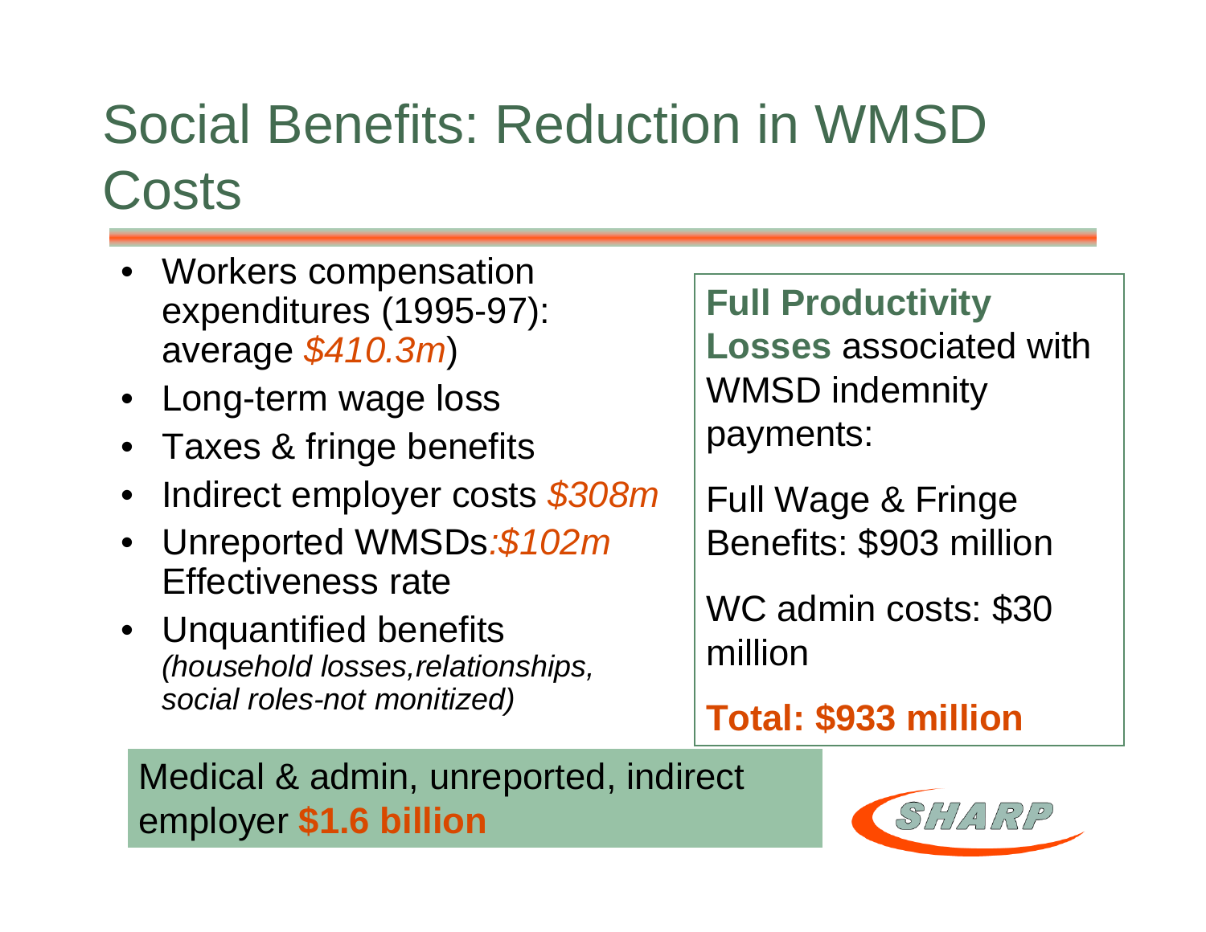# Social Benefits: Reduction in WMSD Costs

- Workers compensation expenditures (1995-97): average *$410.3m*)
- Long-term wage loss
- Taxes & fringe benefits
- Indirect employer costs *$308m*
- Unreported WMSDs*:$102m* Effectiveness rate
- Unquantified benefits *(household losses,relationships, social roles-not monitized)*

**Full Productivity Losses** associated with WMSD indemnity payments:

Full Wage & Fringe Benefits: $903 million

WC admin costs: $30 million

**Total: $933 million**

Medical & admin, unreported, indirect employer **$1.6 billion**

SHARP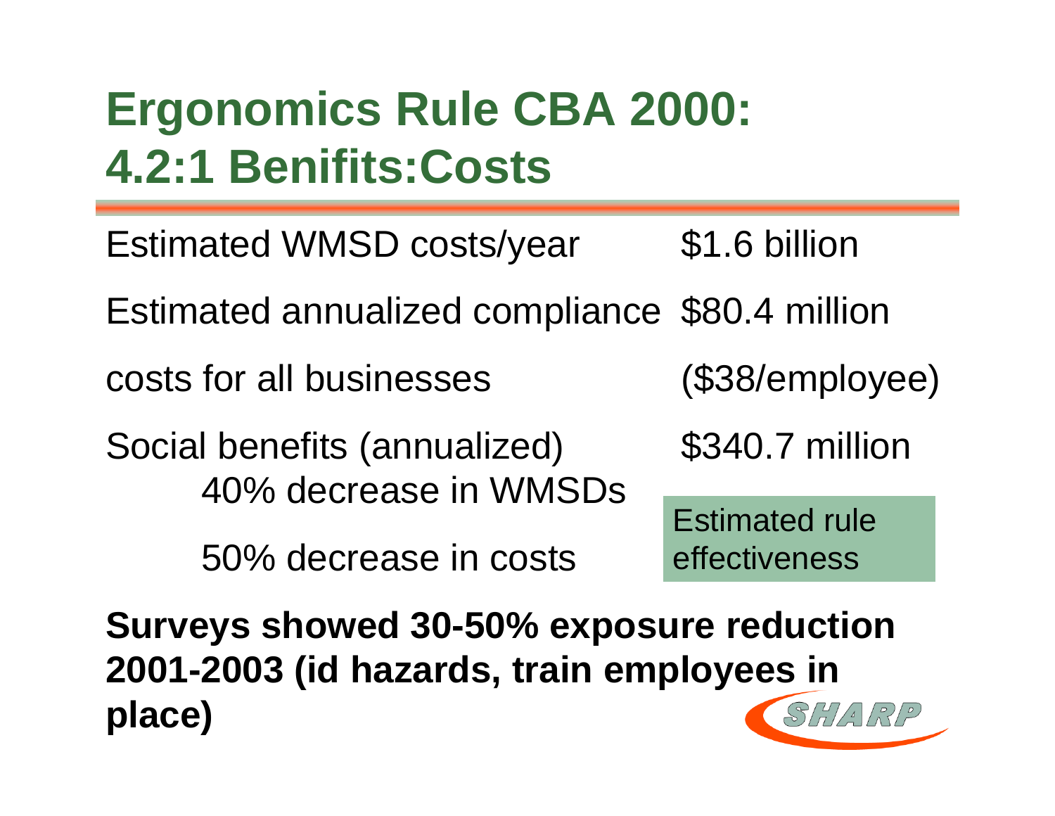# Ergonomics Rule CBA 2000: 4.2:1 Benifits:Costs

| | |
|---|---|
| Estimated WMSD costs/year | \$1.6 billion |
| Estimated annualized compliance costs for all businesses | \$80.4 million (\$38/employee) |
| Social benefits (annualized) | \$340.7 million |

- 40% decrease in WMSDs
- 50% decrease in costs

Estimated rule effectiveness

**Surveys showed 30-50% exposure reduction 2001-2003 (id hazards, train employees in place)**

SHARP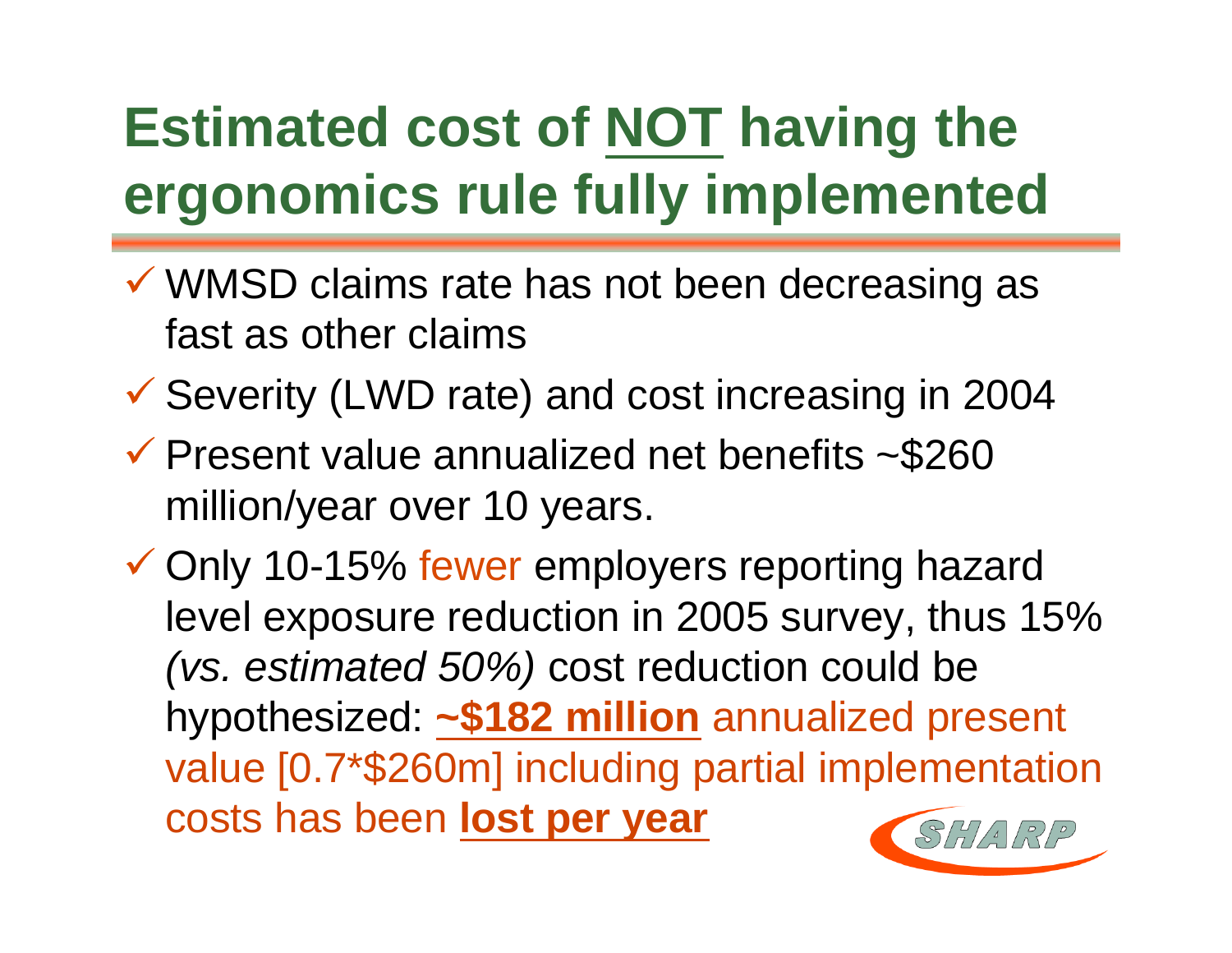# Estimated cost of NOT having the ergonomics rule fully implemented

- ✓ WMSD claims rate has not been decreasing as fast as other claims
- ✓ Severity (LWD rate) and cost increasing in 2004
- ✓ Present value annualized net benefits ~$260 million/year over 10 years.
- ✓ Only 10-15% fewer employers reporting hazard level exposure reduction in 2005 survey, thus 15% *(vs. estimated 50%)* cost reduction could be hypothesized: **~$182 million** annualized present value [0.7*$260m] including partial implementation costs has been **lost per year**

SHARP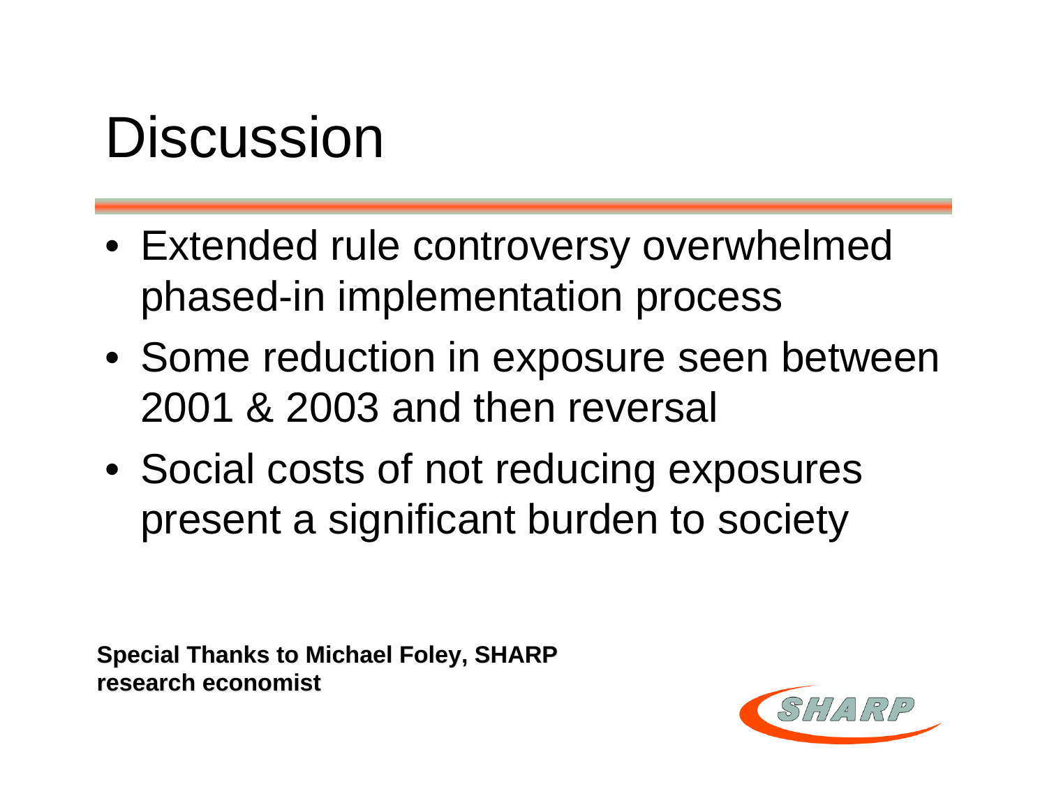# Discussion

- Extended rule controversy overwhelmed phased-in implementation process
- Some reduction in exposure seen between 2001 & 2003 and then reversal
- Social costs of not reducing exposures present a significant burden to society

**Special Thanks to Michael Foley, SHARP research economist**

SHARP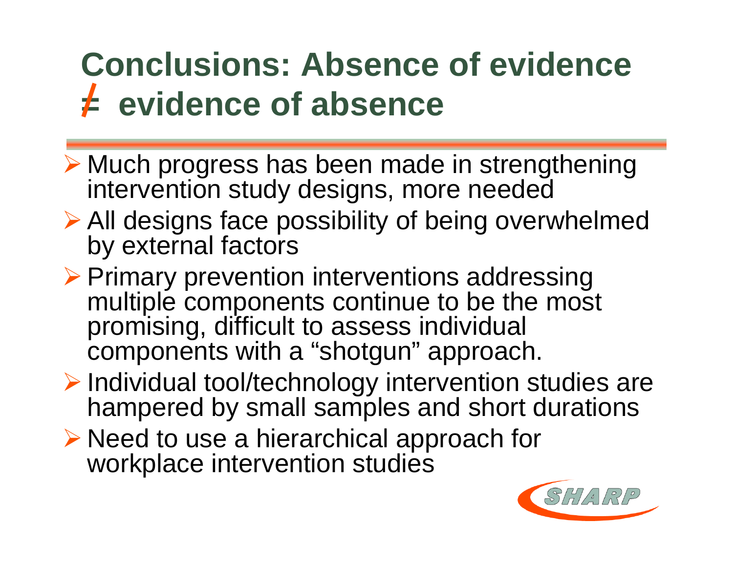# Conclusions: Absence of evidence ≠ evidence of absence

- Much progress has been made in strengthening intervention study designs, more needed
- All designs face possibility of being overwhelmed by external factors
- Primary prevention interventions addressing multiple components continue to be the most promising, difficult to assess individual components with a "shotgun" approach.
- Individual tool/technology intervention studies are hampered by small samples and short durations
- Need to use a hierarchical approach for workplace intervention studies

SHARP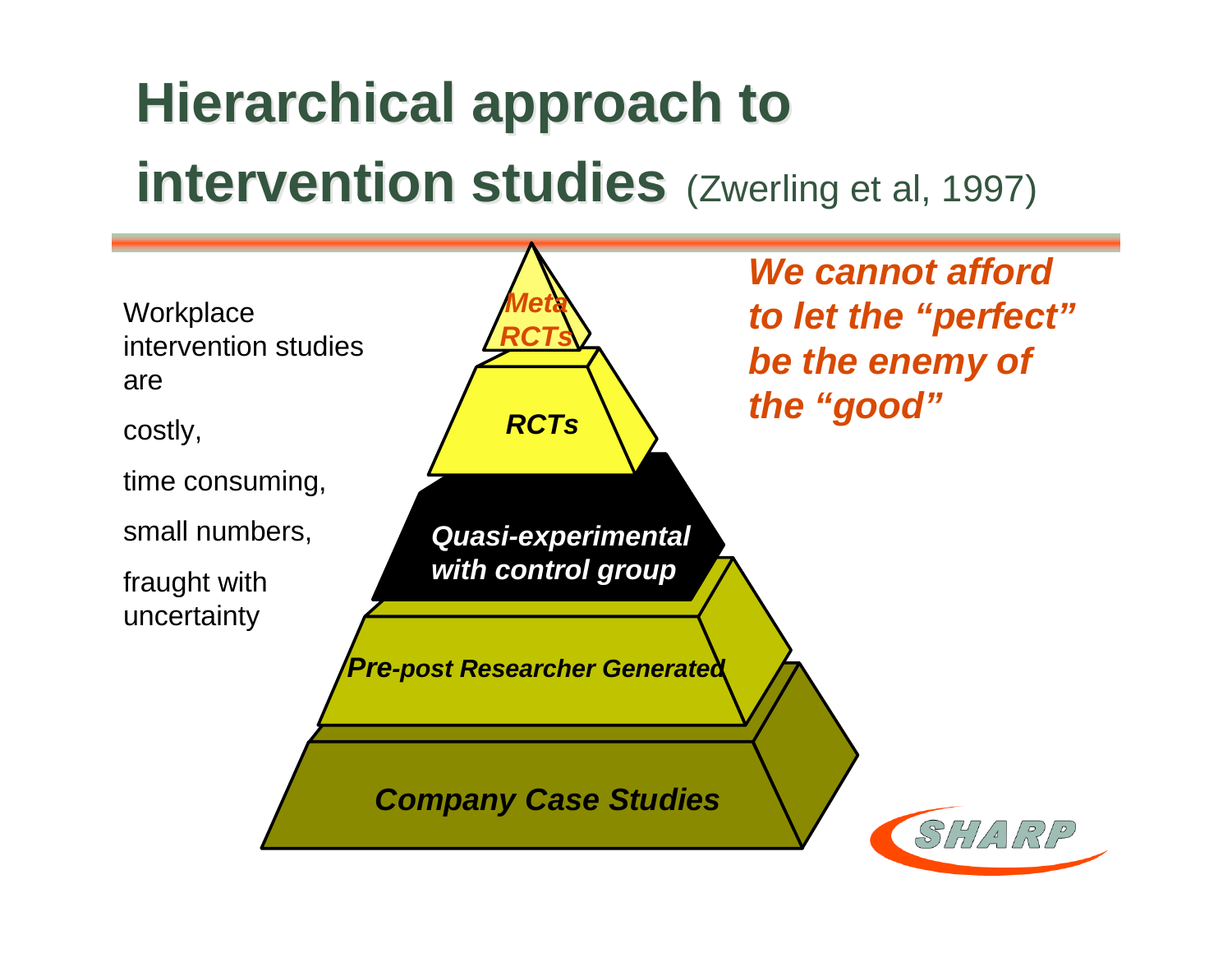# Hierarchical approach to intervention studies (Zwerling et al, 1997)

Workplace intervention studies are

costly,

time consuming,

small numbers,

fraught with uncertainty

- *Meta RCTs*
- *RCTs*
- *Quasi-experimental with control group*
- *Pre-post Researcher Generated*
- *Company Case Studies*

***We cannot afford to let the "perfect" be the enemy of the "good"***

SHARP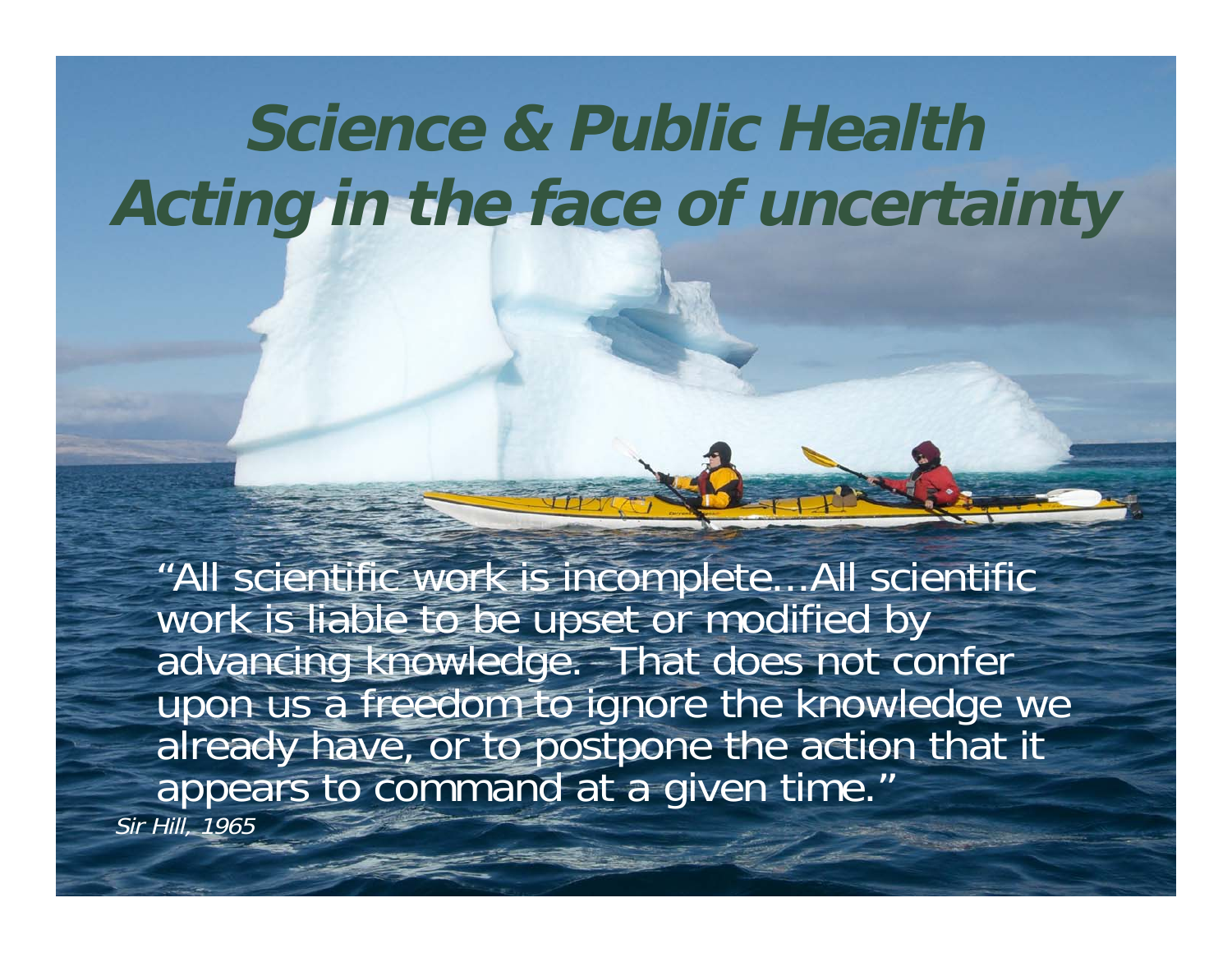# Science & Public Health
# Acting in the face of uncertainty

"All scientific work is incomplete…All scientific work is liable to be upset or modified by advancing knowledge. That does not confer upon us a freedom to ignore the knowledge we already have, or to postpone the action that it appears to command at a given time."

*Sir Hill, 1965*